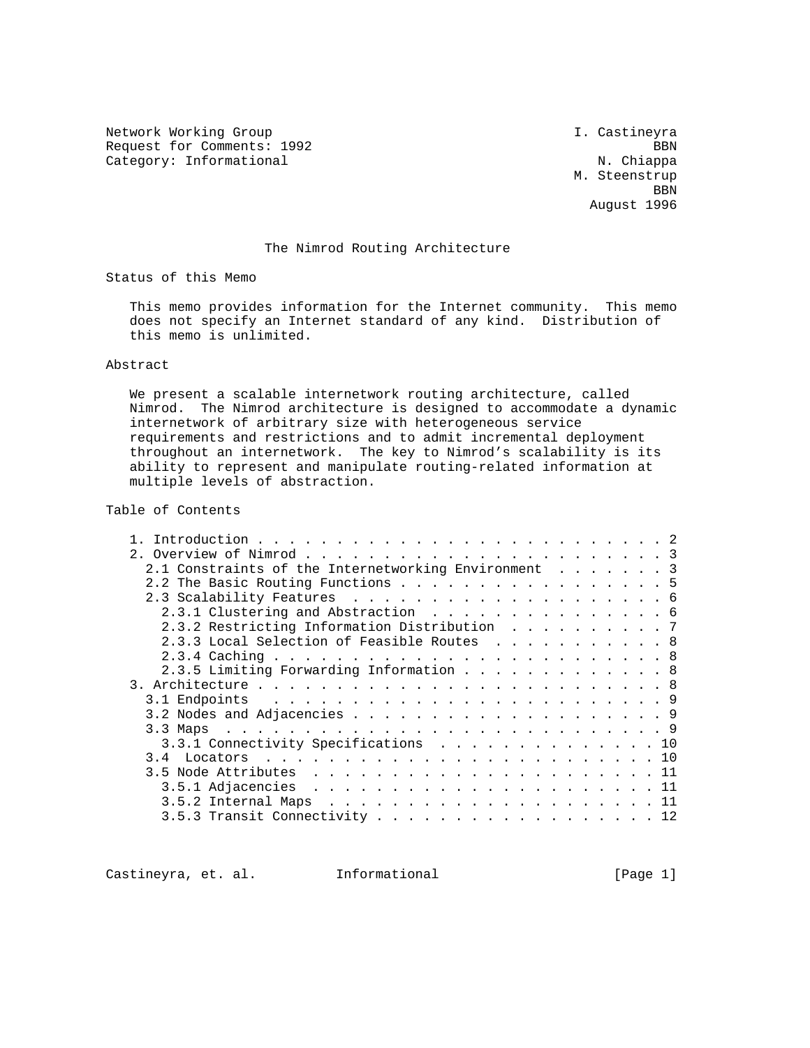Network Working Group I. Castineyra
Request for Comments: 1992 BBN
Category: Informational N. Chiappa
M. Steenstrup
BBN
August 1996

# The Nimrod Routing Architecture

## Status of this Memo

This memo provides information for the Internet community. This memo does not specify an Internet standard of any kind. Distribution of this memo is unlimited.

## Abstract

We present a scalable internetwork routing architecture, called Nimrod. The Nimrod architecture is designed to accommodate a dynamic internetwork of arbitrary size with heterogeneous service requirements and restrictions and to admit incremental deployment throughout an internetwork. The key to Nimrod's scalability is its ability to represent and manipulate routing-related information at multiple levels of abstraction.

## Table of Contents

- 1. Introduction . . . . . . . . . . . . . . . . . . . . . . . . . . 2
- 2. Overview of Nimrod . . . . . . . . . . . . . . . . . . . . . . . 3
  - 2.1 Constraints of the Internetworking Environment . . . . . . . 3
  - 2.2 The Basic Routing Functions . . . . . . . . . . . . . . . . . 5
  - 2.3 Scalability Features . . . . . . . . . . . . . . . . . . . . 6
    - 2.3.1 Clustering and Abstraction . . . . . . . . . . . . . . . 6
    - 2.3.2 Restricting Information Distribution . . . . . . . . . . 7
    - 2.3.3 Local Selection of Feasible Routes . . . . . . . . . . . 8
    - 2.3.4 Caching . . . . . . . . . . . . . . . . . . . . . . . . . 8
    - 2.3.5 Limiting Forwarding Information . . . . . . . . . . . . . 8
- 3. Architecture . . . . . . . . . . . . . . . . . . . . . . . . . . 8
  - 3.1 Endpoints . . . . . . . . . . . . . . . . . . . . . . . . . . 9
  - 3.2 Nodes and Adjacencies . . . . . . . . . . . . . . . . . . . . 9
  - 3.3 Maps . . . . . . . . . . . . . . . . . . . . . . . . . . . . 9
    - 3.3.1 Connectivity Specifications . . . . . . . . . . . . . . 10
  - 3.4 Locators . . . . . . . . . . . . . . . . . . . . . . . . . . 10
  - 3.5 Node Attributes . . . . . . . . . . . . . . . . . . . . . . 11
    - 3.5.1 Adjacencies . . . . . . . . . . . . . . . . . . . . . . 11
    - 3.5.2 Internal Maps . . . . . . . . . . . . . . . . . . . . . 11
    - 3.5.3 Transit Connectivity . . . . . . . . . . . . . . . . . . 12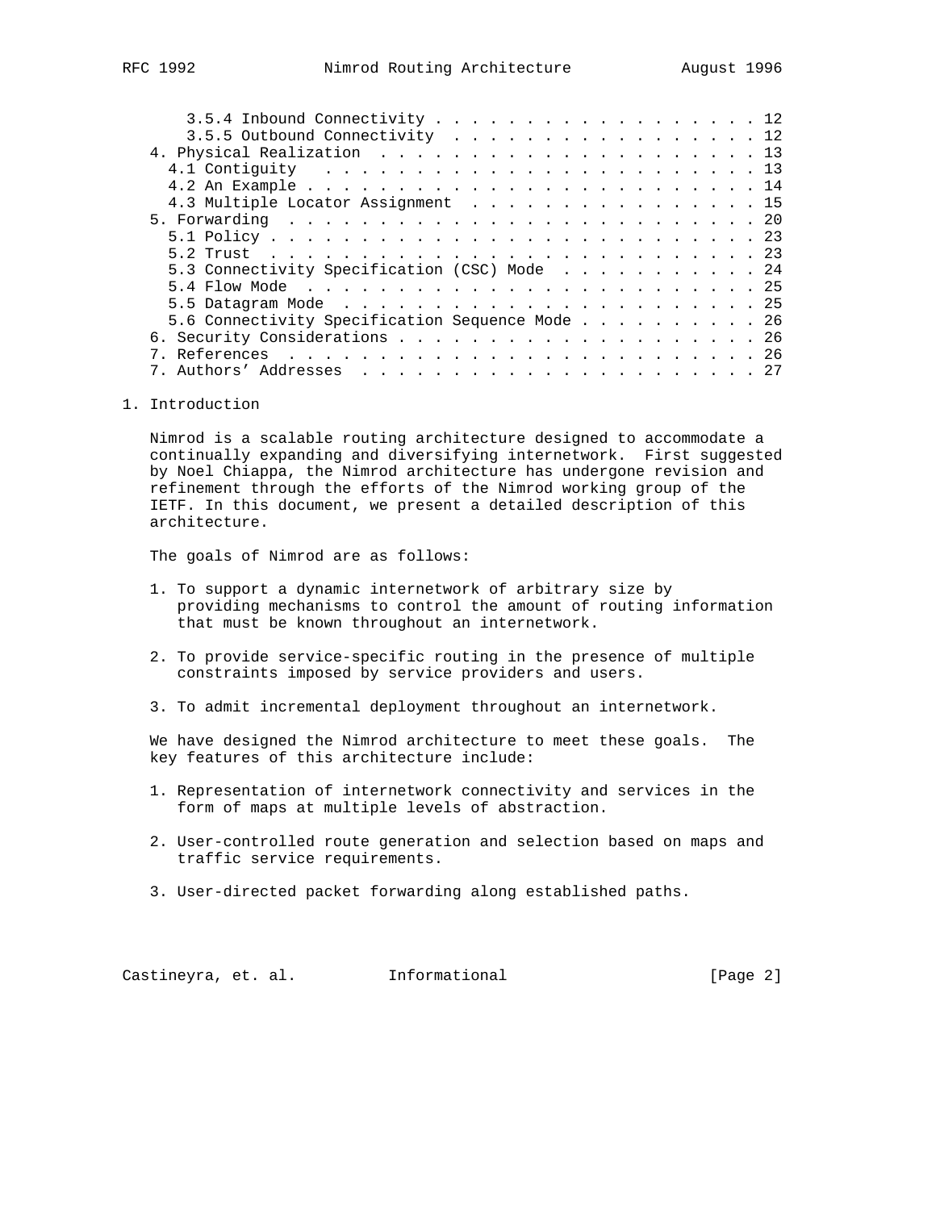3.5.4 Inbound Connectivity . . . . . . . . . . . . . . . . . . . 12
3.5.5 Outbound Connectivity . . . . . . . . . . . . . . . . . . 12
4. Physical Realization . . . . . . . . . . . . . . . . . . . . . 13
4.1 Contiguity . . . . . . . . . . . . . . . . . . . . . . . . . 13
4.2 An Example . . . . . . . . . . . . . . . . . . . . . . . . . 14
4.3 Multiple Locator Assignment . . . . . . . . . . . . . . . . . 15
5. Forwarding . . . . . . . . . . . . . . . . . . . . . . . . . . 20
5.1 Policy . . . . . . . . . . . . . . . . . . . . . . . . . . . . 23
5.2 Trust . . . . . . . . . . . . . . . . . . . . . . . . . . . . 23
5.3 Connectivity Specification (CSC) Mode . . . . . . . . . . . 24
5.4 Flow Mode . . . . . . . . . . . . . . . . . . . . . . . . . . 25
5.5 Datagram Mode . . . . . . . . . . . . . . . . . . . . . . . . 25
5.6 Connectivity Specification Sequence Mode . . . . . . . . . . 26
6. Security Considerations . . . . . . . . . . . . . . . . . . . . 26
7. References . . . . . . . . . . . . . . . . . . . . . . . . . . 26
7. Authors' Addresses . . . . . . . . . . . . . . . . . . . . . . 27

# 1. Introduction

Nimrod is a scalable routing architecture designed to accommodate a continually expanding and diversifying internetwork. First suggested by Noel Chiappa, the Nimrod architecture has undergone revision and refinement through the efforts of the Nimrod working group of the IETF. In this document, we present a detailed description of this architecture.

The goals of Nimrod are as follows:

1. To support a dynamic internetwork of arbitrary size by providing mechanisms to control the amount of routing information that must be known throughout an internetwork.

2. To provide service-specific routing in the presence of multiple constraints imposed by service providers and users.

3. To admit incremental deployment throughout an internetwork.

We have designed the Nimrod architecture to meet these goals. The key features of this architecture include:

1. Representation of internetwork connectivity and services in the form of maps at multiple levels of abstraction.

2. User-controlled route generation and selection based on maps and traffic service requirements.

3. User-directed packet forwarding along established paths.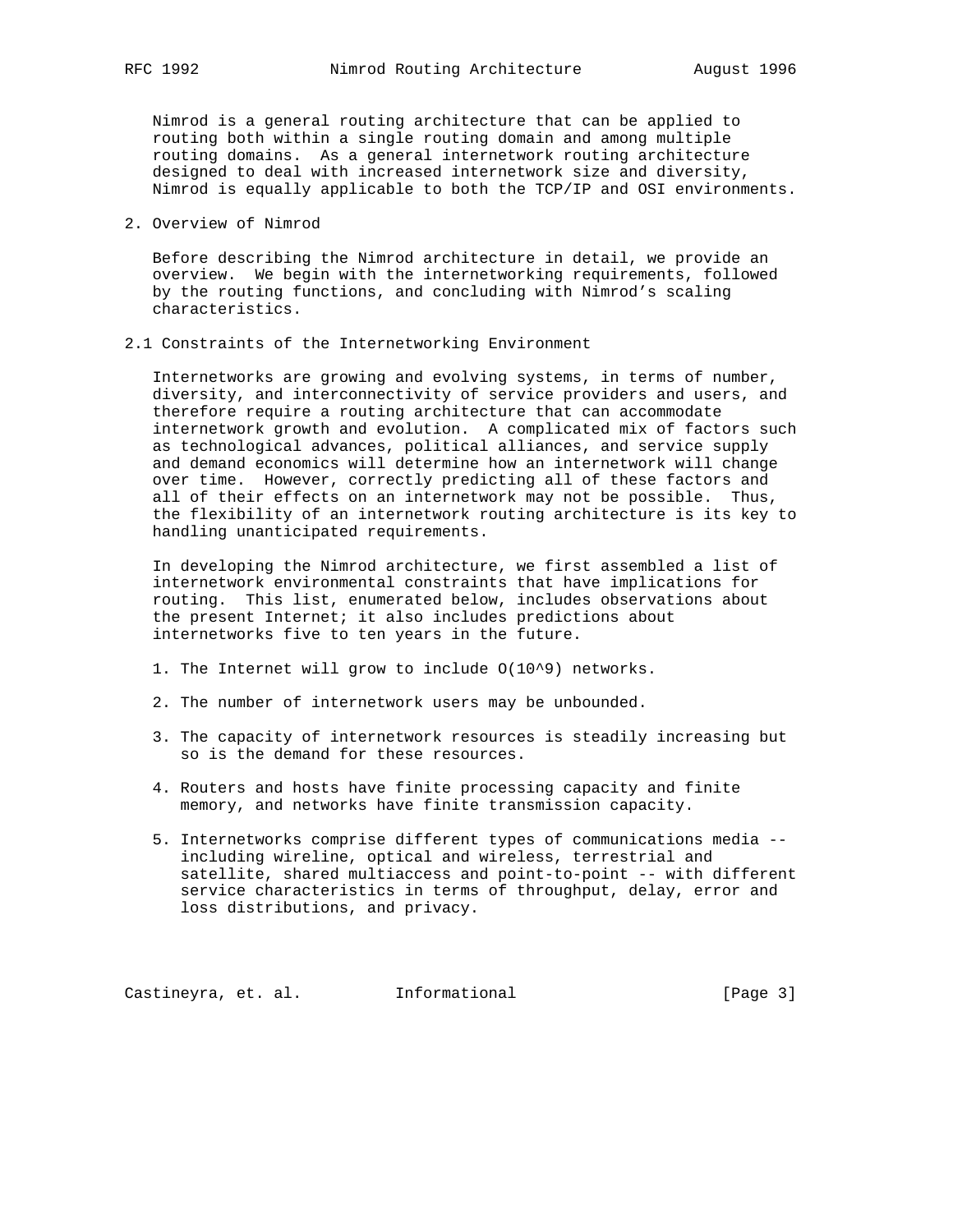Nimrod is a general routing architecture that can be applied to routing both within a single routing domain and among multiple routing domains. As a general internetwork routing architecture designed to deal with increased internetwork size and diversity, Nimrod is equally applicable to both the TCP/IP and OSI environments.

## 2. Overview of Nimrod

Before describing the Nimrod architecture in detail, we provide an overview. We begin with the internetworking requirements, followed by the routing functions, and concluding with Nimrod's scaling characteristics.

### 2.1 Constraints of the Internetworking Environment

Internetworks are growing and evolving systems, in terms of number, diversity, and interconnectivity of service providers and users, and therefore require a routing architecture that can accommodate internetwork growth and evolution. A complicated mix of factors such as technological advances, political alliances, and service supply and demand economics will determine how an internetwork will change over time. However, correctly predicting all of these factors and all of their effects on an internetwork may not be possible. Thus, the flexibility of an internetwork routing architecture is its key to handling unanticipated requirements.

In developing the Nimrod architecture, we first assembled a list of internetwork environmental constraints that have implications for routing. This list, enumerated below, includes observations about the present Internet; it also includes predictions about internetworks five to ten years in the future.

1. The Internet will grow to include $O(10^9)$ networks.

2. The number of internetwork users may be unbounded.

3. The capacity of internetwork resources is steadily increasing but so is the demand for these resources.

4. Routers and hosts have finite processing capacity and finite memory, and networks have finite transmission capacity.

5. Internetworks comprise different types of communications media -- including wireline, optical and wireless, terrestrial and satellite, shared multiaccess and point-to-point -- with different service characteristics in terms of throughput, delay, error and loss distributions, and privacy.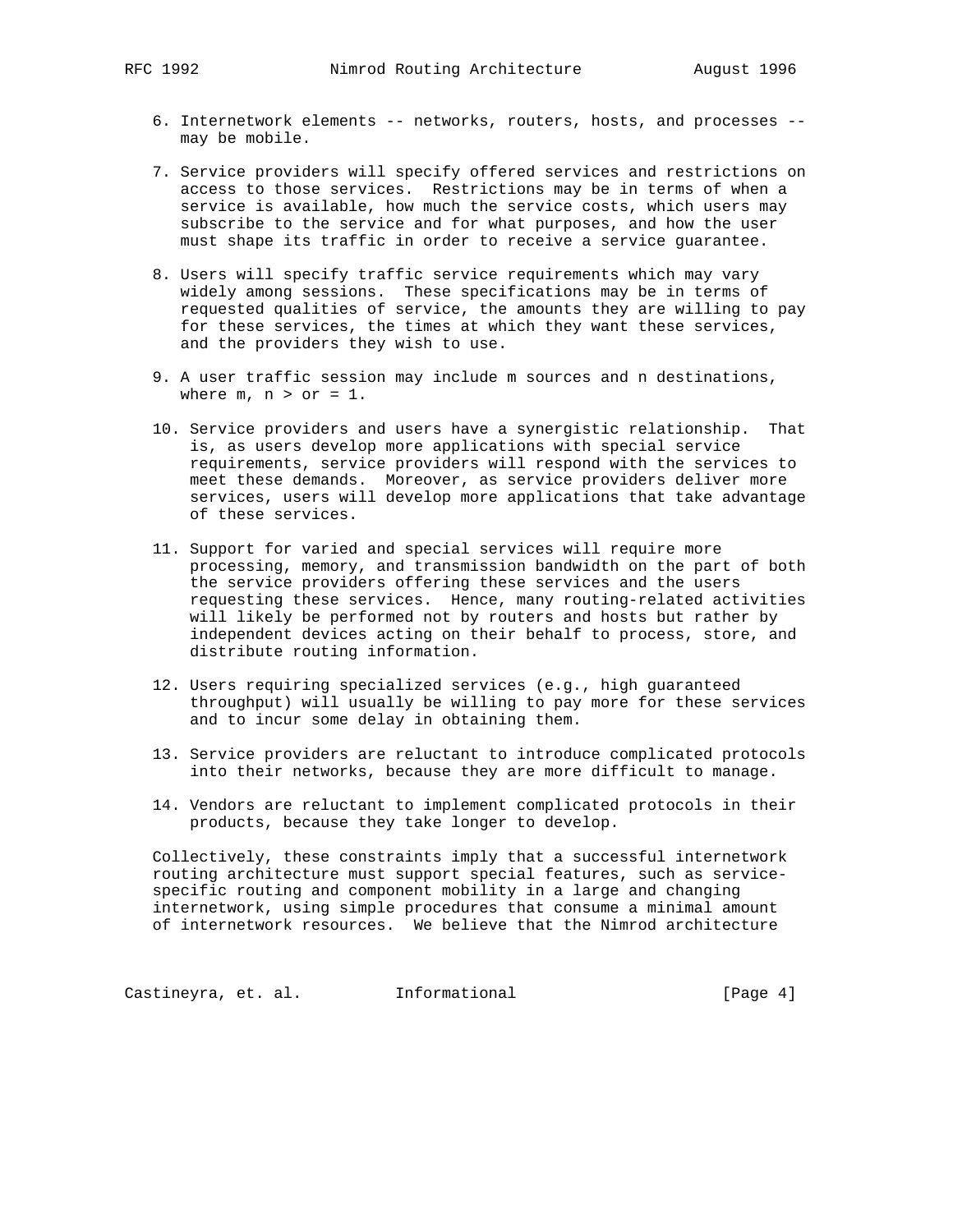6. Internetwork elements -- networks, routers, hosts, and processes -- may be mobile.

7. Service providers will specify offered services and restrictions on access to those services. Restrictions may be in terms of when a service is available, how much the service costs, which users may subscribe to the service and for what purposes, and how the user must shape its traffic in order to receive a service guarantee.

8. Users will specify traffic service requirements which may vary widely among sessions. These specifications may be in terms of requested qualities of service, the amounts they are willing to pay for these services, the times at which they want these services, and the providers they wish to use.

9. A user traffic session may include m sources and n destinations, where m, n > or = 1.

10. Service providers and users have a synergistic relationship. That is, as users develop more applications with special service requirements, service providers will respond with the services to meet these demands. Moreover, as service providers deliver more services, users will develop more applications that take advantage of these services.

11. Support for varied and special services will require more processing, memory, and transmission bandwidth on the part of both the service providers offering these services and the users requesting these services. Hence, many routing-related activities will likely be performed not by routers and hosts but rather by independent devices acting on their behalf to process, store, and distribute routing information.

12. Users requiring specialized services (e.g., high guaranteed throughput) will usually be willing to pay more for these services and to incur some delay in obtaining them.

13. Service providers are reluctant to introduce complicated protocols into their networks, because they are more difficult to manage.

14. Vendors are reluctant to implement complicated protocols in their products, because they take longer to develop.

Collectively, these constraints imply that a successful internetwork routing architecture must support special features, such as service-specific routing and component mobility in a large and changing internetwork, using simple procedures that consume a minimal amount of internetwork resources. We believe that the Nimrod architecture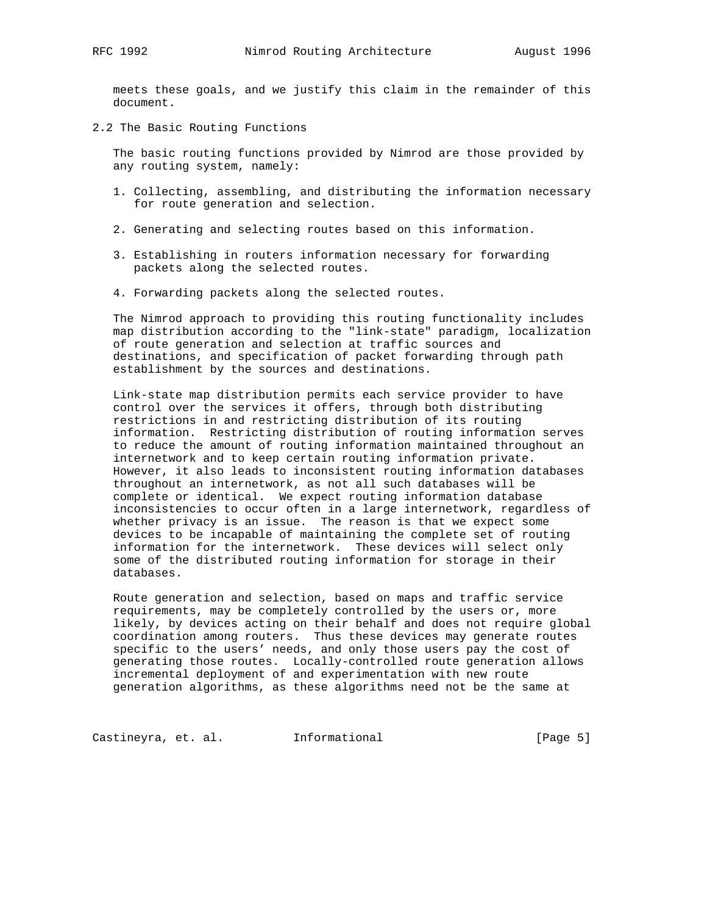meets these goals, and we justify this claim in the remainder of this document.

## 2.2 The Basic Routing Functions

The basic routing functions provided by Nimrod are those provided by any routing system, namely:

1. Collecting, assembling, and distributing the information necessary for route generation and selection.

2. Generating and selecting routes based on this information.

3. Establishing in routers information necessary for forwarding packets along the selected routes.

4. Forwarding packets along the selected routes.

The Nimrod approach to providing this routing functionality includes map distribution according to the "link-state" paradigm, localization of route generation and selection at traffic sources and destinations, and specification of packet forwarding through path establishment by the sources and destinations.

Link-state map distribution permits each service provider to have control over the services it offers, through both distributing restrictions in and restricting distribution of its routing information. Restricting distribution of routing information serves to reduce the amount of routing information maintained throughout an internetwork and to keep certain routing information private. However, it also leads to inconsistent routing information databases throughout an internetwork, as not all such databases will be complete or identical. We expect routing information database inconsistencies to occur often in a large internetwork, regardless of whether privacy is an issue. The reason is that we expect some devices to be incapable of maintaining the complete set of routing information for the internetwork. These devices will select only some of the distributed routing information for storage in their databases.

Route generation and selection, based on maps and traffic service requirements, may be completely controlled by the users or, more likely, by devices acting on their behalf and does not require global coordination among routers. Thus these devices may generate routes specific to the users' needs, and only those users pay the cost of generating those routes. Locally-controlled route generation allows incremental deployment of and experimentation with new route generation algorithms, as these algorithms need not be the same at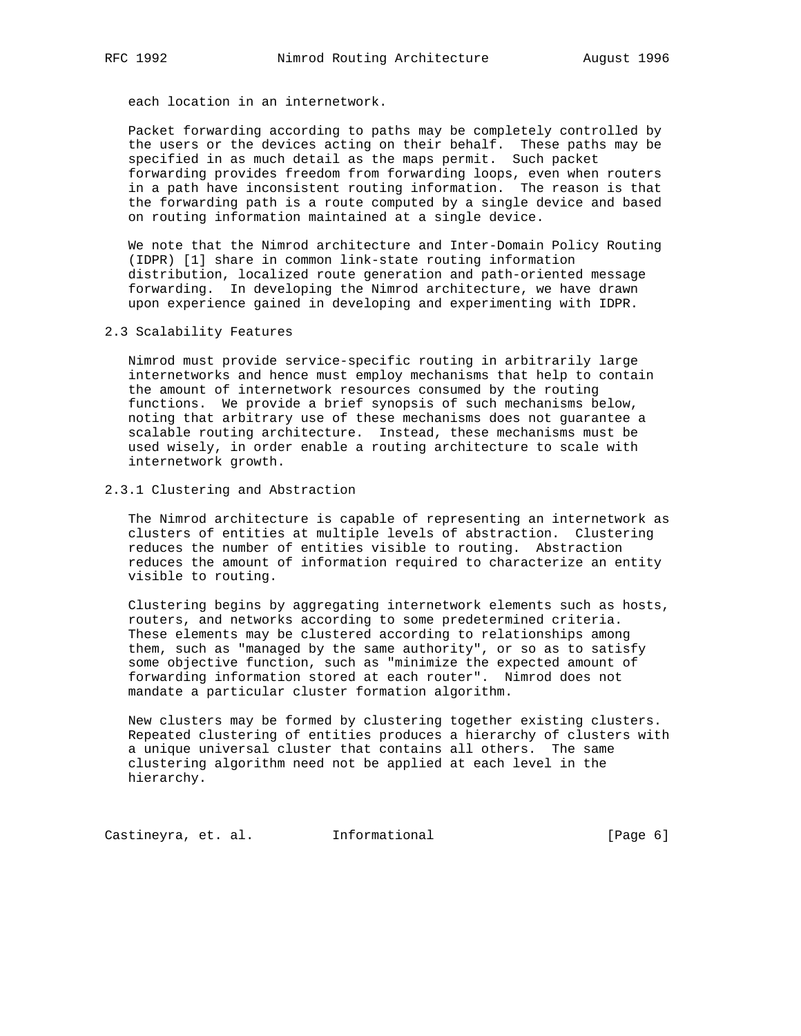each location in an internetwork.

Packet forwarding according to paths may be completely controlled by the users or the devices acting on their behalf. These paths may be specified in as much detail as the maps permit. Such packet forwarding provides freedom from forwarding loops, even when routers in a path have inconsistent routing information. The reason is that the forwarding path is a route computed by a single device and based on routing information maintained at a single device.

We note that the Nimrod architecture and Inter-Domain Policy Routing (IDPR) [1] share in common link-state routing information distribution, localized route generation and path-oriented message forwarding. In developing the Nimrod architecture, we have drawn upon experience gained in developing and experimenting with IDPR.

### 2.3 Scalability Features

Nimrod must provide service-specific routing in arbitrarily large internetworks and hence must employ mechanisms that help to contain the amount of internetwork resources consumed by the routing functions. We provide a brief synopsis of such mechanisms below, noting that arbitrary use of these mechanisms does not guarantee a scalable routing architecture. Instead, these mechanisms must be used wisely, in order enable a routing architecture to scale with internetwork growth.

#### 2.3.1 Clustering and Abstraction

The Nimrod architecture is capable of representing an internetwork as clusters of entities at multiple levels of abstraction. Clustering reduces the number of entities visible to routing. Abstraction reduces the amount of information required to characterize an entity visible to routing.

Clustering begins by aggregating internetwork elements such as hosts, routers, and networks according to some predetermined criteria. These elements may be clustered according to relationships among them, such as "managed by the same authority", or so as to satisfy some objective function, such as "minimize the expected amount of forwarding information stored at each router". Nimrod does not mandate a particular cluster formation algorithm.

New clusters may be formed by clustering together existing clusters. Repeated clustering of entities produces a hierarchy of clusters with a unique universal cluster that contains all others. The same clustering algorithm need not be applied at each level in the hierarchy.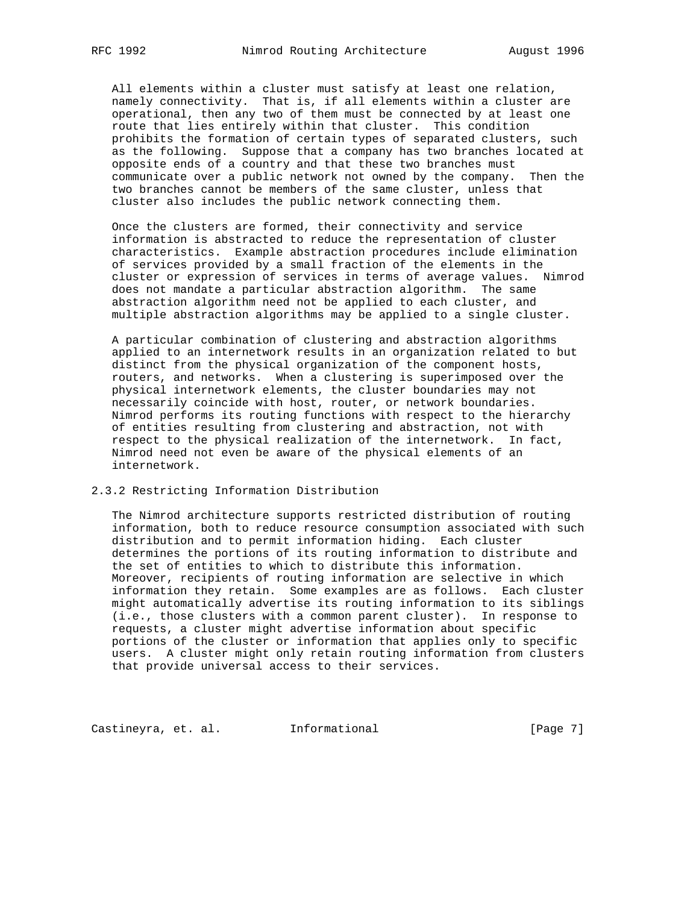All elements within a cluster must satisfy at least one relation, namely connectivity. That is, if all elements within a cluster are operational, then any two of them must be connected by at least one route that lies entirely within that cluster. This condition prohibits the formation of certain types of separated clusters, such as the following. Suppose that a company has two branches located at opposite ends of a country and that these two branches must communicate over a public network not owned by the company. Then the two branches cannot be members of the same cluster, unless that cluster also includes the public network connecting them.

Once the clusters are formed, their connectivity and service information is abstracted to reduce the representation of cluster characteristics. Example abstraction procedures include elimination of services provided by a small fraction of the elements in the cluster or expression of services in terms of average values. Nimrod does not mandate a particular abstraction algorithm. The same abstraction algorithm need not be applied to each cluster, and multiple abstraction algorithms may be applied to a single cluster.

A particular combination of clustering and abstraction algorithms applied to an internetwork results in an organization related to but distinct from the physical organization of the component hosts, routers, and networks. When a clustering is superimposed over the physical internetwork elements, the cluster boundaries may not necessarily coincide with host, router, or network boundaries. Nimrod performs its routing functions with respect to the hierarchy of entities resulting from clustering and abstraction, not with respect to the physical realization of the internetwork. In fact, Nimrod need not even be aware of the physical elements of an internetwork.

### 2.3.2 Restricting Information Distribution

The Nimrod architecture supports restricted distribution of routing information, both to reduce resource consumption associated with such distribution and to permit information hiding. Each cluster determines the portions of its routing information to distribute and the set of entities to which to distribute this information. Moreover, recipients of routing information are selective in which information they retain. Some examples are as follows. Each cluster might automatically advertise its routing information to its siblings (i.e., those clusters with a common parent cluster). In response to requests, a cluster might advertise information about specific portions of the cluster or information that applies only to specific users. A cluster might only retain routing information from clusters that provide universal access to their services.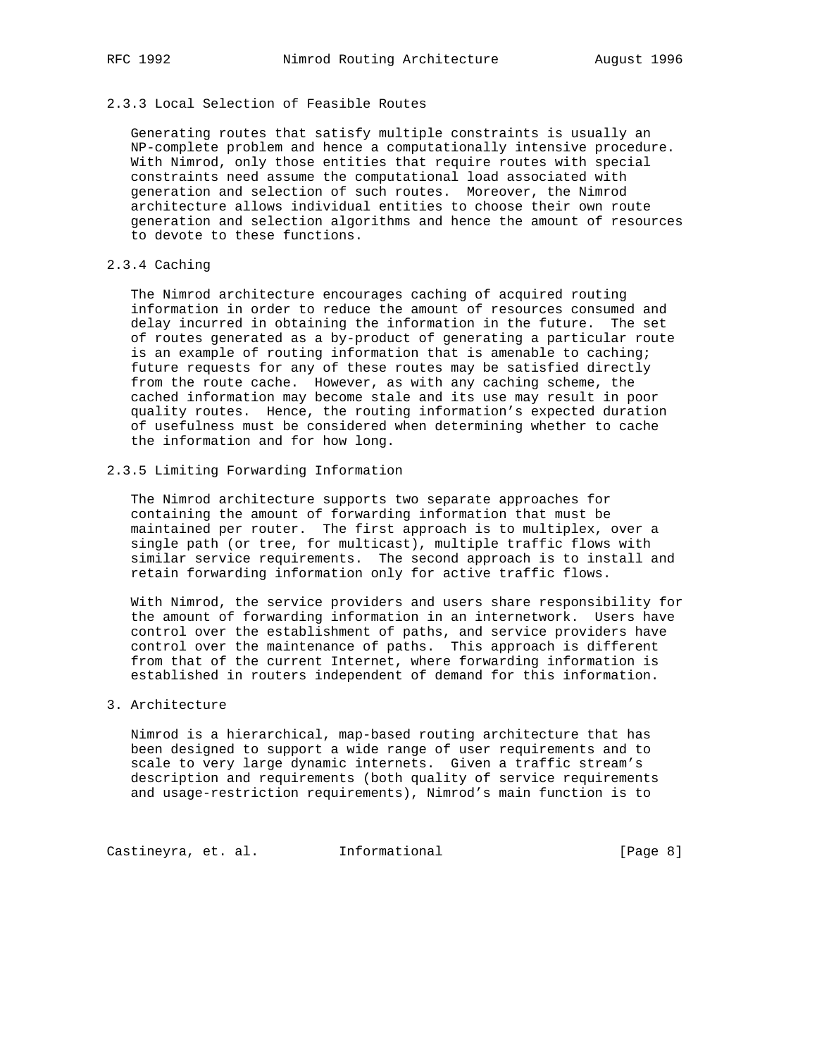### 2.3.3 Local Selection of Feasible Routes

Generating routes that satisfy multiple constraints is usually an NP-complete problem and hence a computationally intensive procedure. With Nimrod, only those entities that require routes with special constraints need assume the computational load associated with generation and selection of such routes. Moreover, the Nimrod architecture allows individual entities to choose their own route generation and selection algorithms and hence the amount of resources to devote to these functions.

### 2.3.4 Caching

The Nimrod architecture encourages caching of acquired routing information in order to reduce the amount of resources consumed and delay incurred in obtaining the information in the future. The set of routes generated as a by-product of generating a particular route is an example of routing information that is amenable to caching; future requests for any of these routes may be satisfied directly from the route cache. However, as with any caching scheme, the cached information may become stale and its use may result in poor quality routes. Hence, the routing information's expected duration of usefulness must be considered when determining whether to cache the information and for how long.

### 2.3.5 Limiting Forwarding Information

The Nimrod architecture supports two separate approaches for containing the amount of forwarding information that must be maintained per router. The first approach is to multiplex, over a single path (or tree, for multicast), multiple traffic flows with similar service requirements. The second approach is to install and retain forwarding information only for active traffic flows.

With Nimrod, the service providers and users share responsibility for the amount of forwarding information in an internetwork. Users have control over the establishment of paths, and service providers have control over the maintenance of paths. This approach is different from that of the current Internet, where forwarding information is established in routers independent of demand for this information.

## 3. Architecture

Nimrod is a hierarchical, map-based routing architecture that has been designed to support a wide range of user requirements and to scale to very large dynamic internets. Given a traffic stream's description and requirements (both quality of service requirements and usage-restriction requirements), Nimrod's main function is to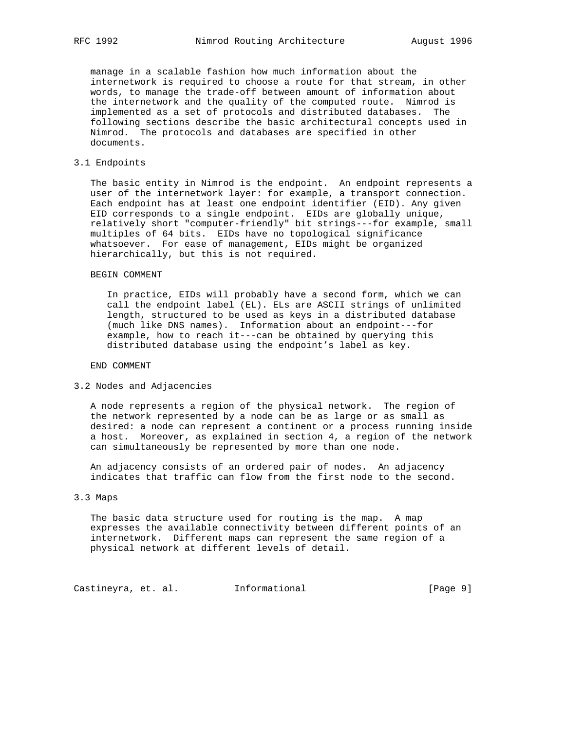manage in a scalable fashion how much information about the internetwork is required to choose a route for that stream, in other words, to manage the trade-off between amount of information about the internetwork and the quality of the computed route. Nimrod is implemented as a set of protocols and distributed databases. The following sections describe the basic architectural concepts used in Nimrod. The protocols and databases are specified in other documents.

## 3.1 Endpoints

The basic entity in Nimrod is the endpoint. An endpoint represents a user of the internetwork layer: for example, a transport connection. Each endpoint has at least one endpoint identifier (EID). Any given EID corresponds to a single endpoint. EIDs are globally unique, relatively short "computer-friendly" bit strings---for example, small multiples of 64 bits. EIDs have no topological significance whatsoever. For ease of management, EIDs might be organized hierarchically, but this is not required.

BEGIN COMMENT

> In practice, EIDs will probably have a second form, which we can call the endpoint label (EL). ELs are ASCII strings of unlimited length, structured to be used as keys in a distributed database (much like DNS names). Information about an endpoint---for example, how to reach it---can be obtained by querying this distributed database using the endpoint's label as key.

END COMMENT

## 3.2 Nodes and Adjacencies

A node represents a region of the physical network. The region of the network represented by a node can be as large or as small as desired: a node can represent a continent or a process running inside a host. Moreover, as explained in section 4, a region of the network can simultaneously be represented by more than one node.

An adjacency consists of an ordered pair of nodes. An adjacency indicates that traffic can flow from the first node to the second.

## 3.3 Maps

The basic data structure used for routing is the map. A map expresses the available connectivity between different points of an internetwork. Different maps can represent the same region of a physical network at different levels of detail.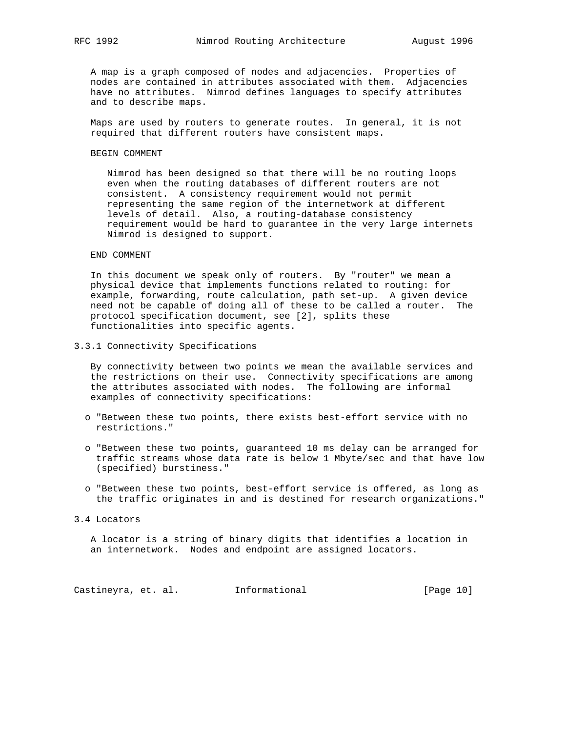A map is a graph composed of nodes and adjacencies. Properties of nodes are contained in attributes associated with them. Adjacencies have no attributes. Nimrod defines languages to specify attributes and to describe maps.

Maps are used by routers to generate routes. In general, it is not required that different routers have consistent maps.

BEGIN COMMENT

Nimrod has been designed so that there will be no routing loops even when the routing databases of different routers are not consistent. A consistency requirement would not permit representing the same region of the internetwork at different levels of detail. Also, a routing-database consistency requirement would be hard to guarantee in the very large internets Nimrod is designed to support.

END COMMENT

In this document we speak only of routers. By "router" we mean a physical device that implements functions related to routing: for example, forwarding, route calculation, path set-up. A given device need not be capable of doing all of these to be called a router. The protocol specification document, see [2], splits these functionalities into specific agents.

### 3.3.1 Connectivity Specifications

By connectivity between two points we mean the available services and the restrictions on their use. Connectivity specifications are among the attributes associated with nodes. The following are informal examples of connectivity specifications:

- "Between these two points, there exists best-effort service with no restrictions."
- "Between these two points, guaranteed 10 ms delay can be arranged for traffic streams whose data rate is below 1 Mbyte/sec and that have low (specified) burstiness."
- "Between these two points, best-effort service is offered, as long as the traffic originates in and is destined for research organizations."

## 3.4 Locators

A locator is a string of binary digits that identifies a location in an internetwork. Nodes and endpoint are assigned locators.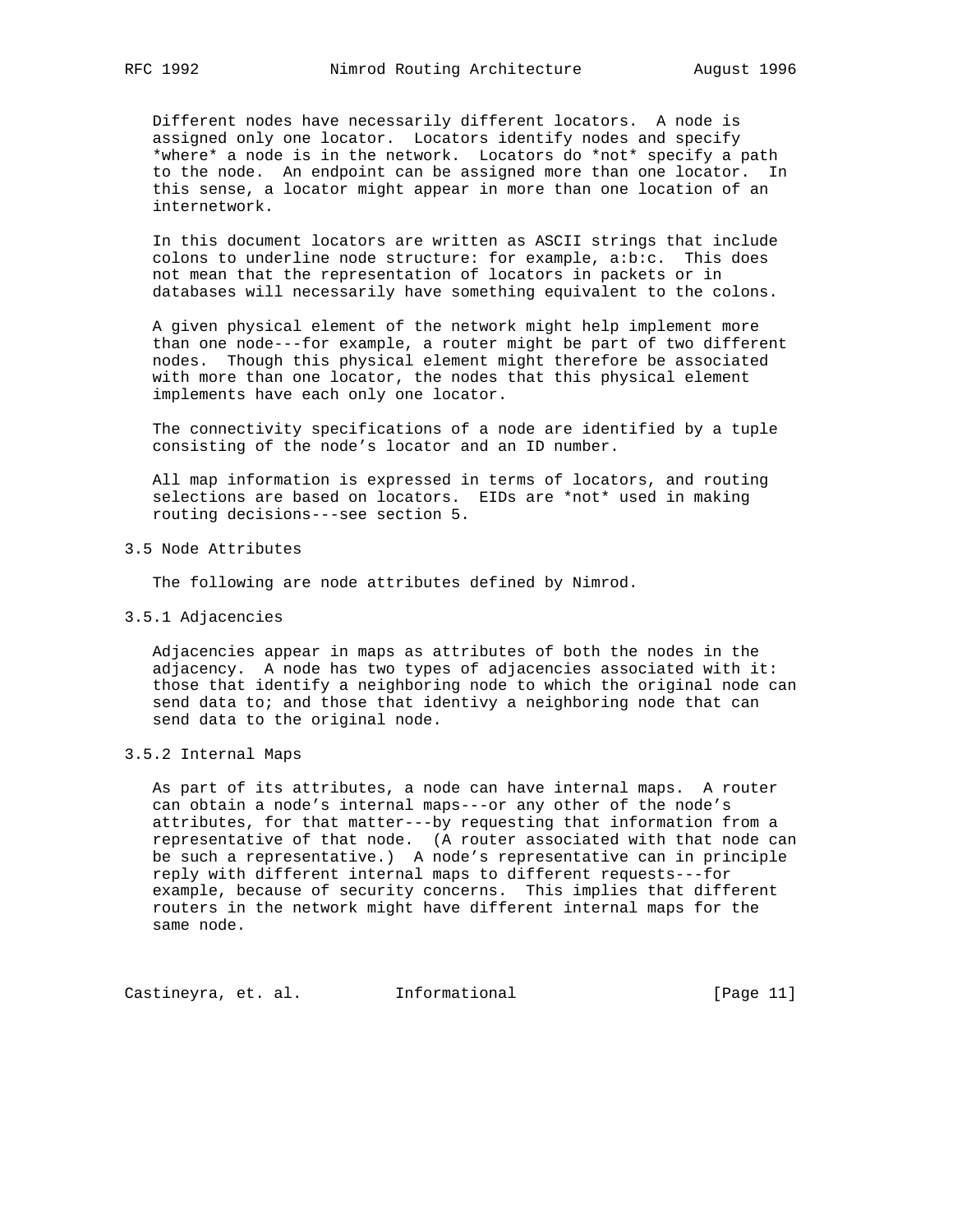Different nodes have necessarily different locators. A node is assigned only one locator. Locators identify nodes and specify *where* a node is in the network. Locators do *not* specify a path to the node. An endpoint can be assigned more than one locator. In this sense, a locator might appear in more than one location of an internetwork.

In this document locators are written as ASCII strings that include colons to underline node structure: for example, a:b:c. This does not mean that the representation of locators in packets or in databases will necessarily have something equivalent to the colons.

A given physical element of the network might help implement more than one node---for example, a router might be part of two different nodes. Though this physical element might therefore be associated with more than one locator, the nodes that this physical element implements have each only one locator.

The connectivity specifications of a node are identified by a tuple consisting of the node's locator and an ID number.

All map information is expressed in terms of locators, and routing selections are based on locators. EIDs are *not* used in making routing decisions---see section 5.

## 3.5 Node Attributes

The following are node attributes defined by Nimrod.

### 3.5.1 Adjacencies

Adjacencies appear in maps as attributes of both the nodes in the adjacency. A node has two types of adjacencies associated with it: those that identify a neighboring node to which the original node can send data to; and those that identivy a neighboring node that can send data to the original node.

### 3.5.2 Internal Maps

As part of its attributes, a node can have internal maps. A router can obtain a node's internal maps---or any other of the node's attributes, for that matter---by requesting that information from a representative of that node. (A router associated with that node can be such a representative.) A node's representative can in principle reply with different internal maps to different requests---for example, because of security concerns. This implies that different routers in the network might have different internal maps for the same node.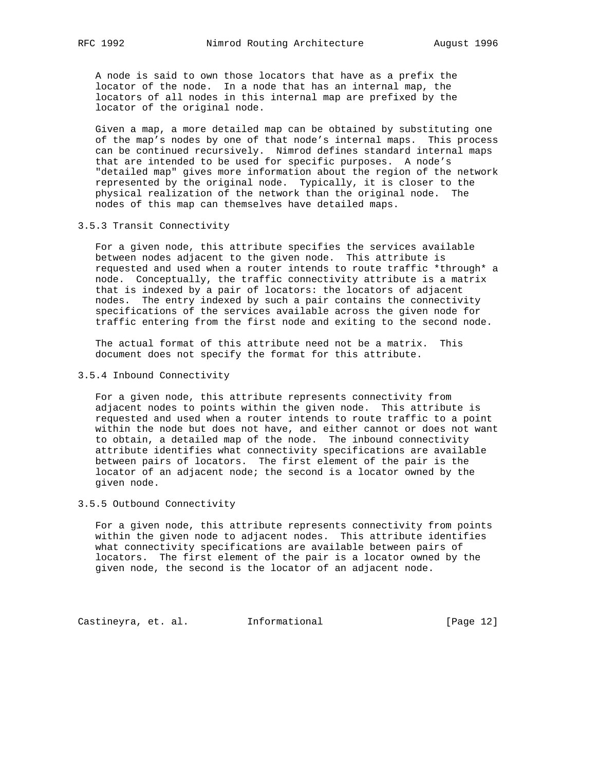A node is said to own those locators that have as a prefix the locator of the node. In a node that has an internal map, the locators of all nodes in this internal map are prefixed by the locator of the original node.

Given a map, a more detailed map can be obtained by substituting one of the map's nodes by one of that node's internal maps. This process can be continued recursively. Nimrod defines standard internal maps that are intended to be used for specific purposes. A node's "detailed map" gives more information about the region of the network represented by the original node. Typically, it is closer to the physical realization of the network than the original node. The nodes of this map can themselves have detailed maps.

### 3.5.3 Transit Connectivity

For a given node, this attribute specifies the services available between nodes adjacent to the given node. This attribute is requested and used when a router intends to route traffic *through* a node. Conceptually, the traffic connectivity attribute is a matrix that is indexed by a pair of locators: the locators of adjacent nodes. The entry indexed by such a pair contains the connectivity specifications of the services available across the given node for traffic entering from the first node and exiting to the second node.

The actual format of this attribute need not be a matrix. This document does not specify the format for this attribute.

### 3.5.4 Inbound Connectivity

For a given node, this attribute represents connectivity from adjacent nodes to points within the given node. This attribute is requested and used when a router intends to route traffic to a point within the node but does not have, and either cannot or does not want to obtain, a detailed map of the node. The inbound connectivity attribute identifies what connectivity specifications are available between pairs of locators. The first element of the pair is the locator of an adjacent node; the second is a locator owned by the given node.

### 3.5.5 Outbound Connectivity

For a given node, this attribute represents connectivity from points within the given node to adjacent nodes. This attribute identifies what connectivity specifications are available between pairs of locators. The first element of the pair is a locator owned by the given node, the second is the locator of an adjacent node.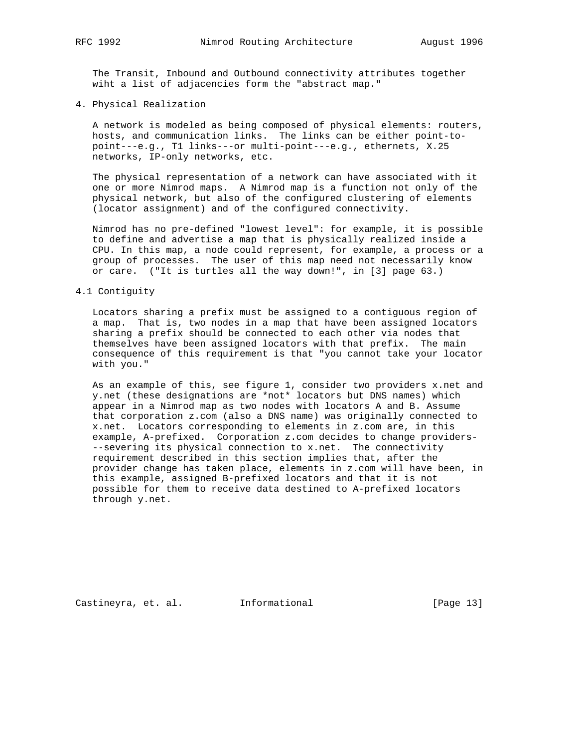The Transit, Inbound and Outbound connectivity attributes together wiht a list of adjacencies form the "abstract map."

# 4. Physical Realization

A network is modeled as being composed of physical elements: routers, hosts, and communication links. The links can be either point-to-point---e.g., T1 links---or multi-point---e.g., ethernets, X.25 networks, IP-only networks, etc.

The physical representation of a network can have associated with it one or more Nimrod maps. A Nimrod map is a function not only of the physical network, but also of the configured clustering of elements (locator assignment) and of the configured connectivity.

Nimrod has no pre-defined "lowest level": for example, it is possible to define and advertise a map that is physically realized inside a CPU. In this map, a node could represent, for example, a process or a group of processes. The user of this map need not necessarily know or care. ("It is turtles all the way down!", in [3] page 63.)

## 4.1 Contiguity

Locators sharing a prefix must be assigned to a contiguous region of a map. That is, two nodes in a map that have been assigned locators sharing a prefix should be connected to each other via nodes that themselves have been assigned locators with that prefix. The main consequence of this requirement is that "you cannot take your locator with you."

As an example of this, see figure 1, consider two providers x.net and y.net (these designations are *not* locators but DNS names) which appear in a Nimrod map as two nodes with locators A and B. Assume that corporation z.com (also a DNS name) was originally connected to x.net. Locators corresponding to elements in z.com are, in this example, A-prefixed. Corporation z.com decides to change providers---severing its physical connection to x.net. The connectivity requirement described in this section implies that, after the provider change has taken place, elements in z.com will have been, in this example, assigned B-prefixed locators and that it is not possible for them to receive data destined to A-prefixed locators through y.net.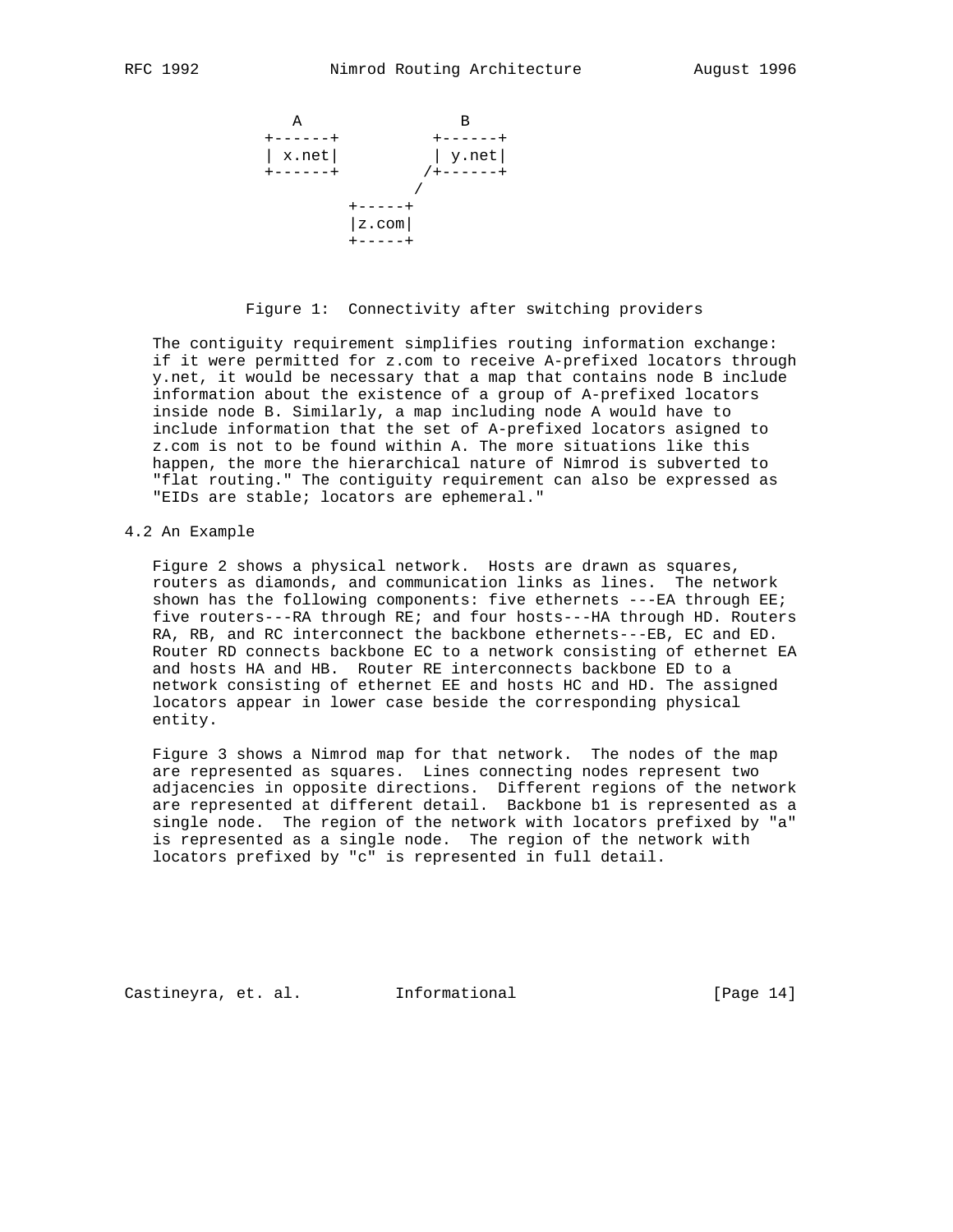```
     A               B
 +------+         +------+
 | x.net|         | y.net|
 +------+        /+------+
                /
         +-----+
         |z.com|
         +-----+
```

Figure 1: Connectivity after switching providers

The contiguity requirement simplifies routing information exchange: if it were permitted for z.com to receive A-prefixed locators through y.net, it would be necessary that a map that contains node B include information about the existence of a group of A-prefixed locators inside node B. Similarly, a map including node A would have to include information that the set of A-prefixed locators asigned to z.com is not to be found within A. The more situations like this happen, the more the hierarchical nature of Nimrod is subverted to "flat routing." The contiguity requirement can also be expressed as "EIDs are stable; locators are ephemeral."

## 4.2 An Example

Figure 2 shows a physical network. Hosts are drawn as squares, routers as diamonds, and communication links as lines. The network shown has the following components: five ethernets ---EA through EE; five routers---RA through RE; and four hosts---HA through HD. Routers RA, RB, and RC interconnect the backbone ethernets---EB, EC and ED. Router RD connects backbone EC to a network consisting of ethernet EA and hosts HA and HB. Router RE interconnects backbone ED to a network consisting of ethernet EE and hosts HC and HD. The assigned locators appear in lower case beside the corresponding physical entity.

Figure 3 shows a Nimrod map for that network. The nodes of the map are represented as squares. Lines connecting nodes represent two adjacencies in opposite directions. Different regions of the network are represented at different detail. Backbone b1 is represented as a single node. The region of the network with locators prefixed by "a" is represented as a single node. The region of the network with locators prefixed by "c" is represented in full detail.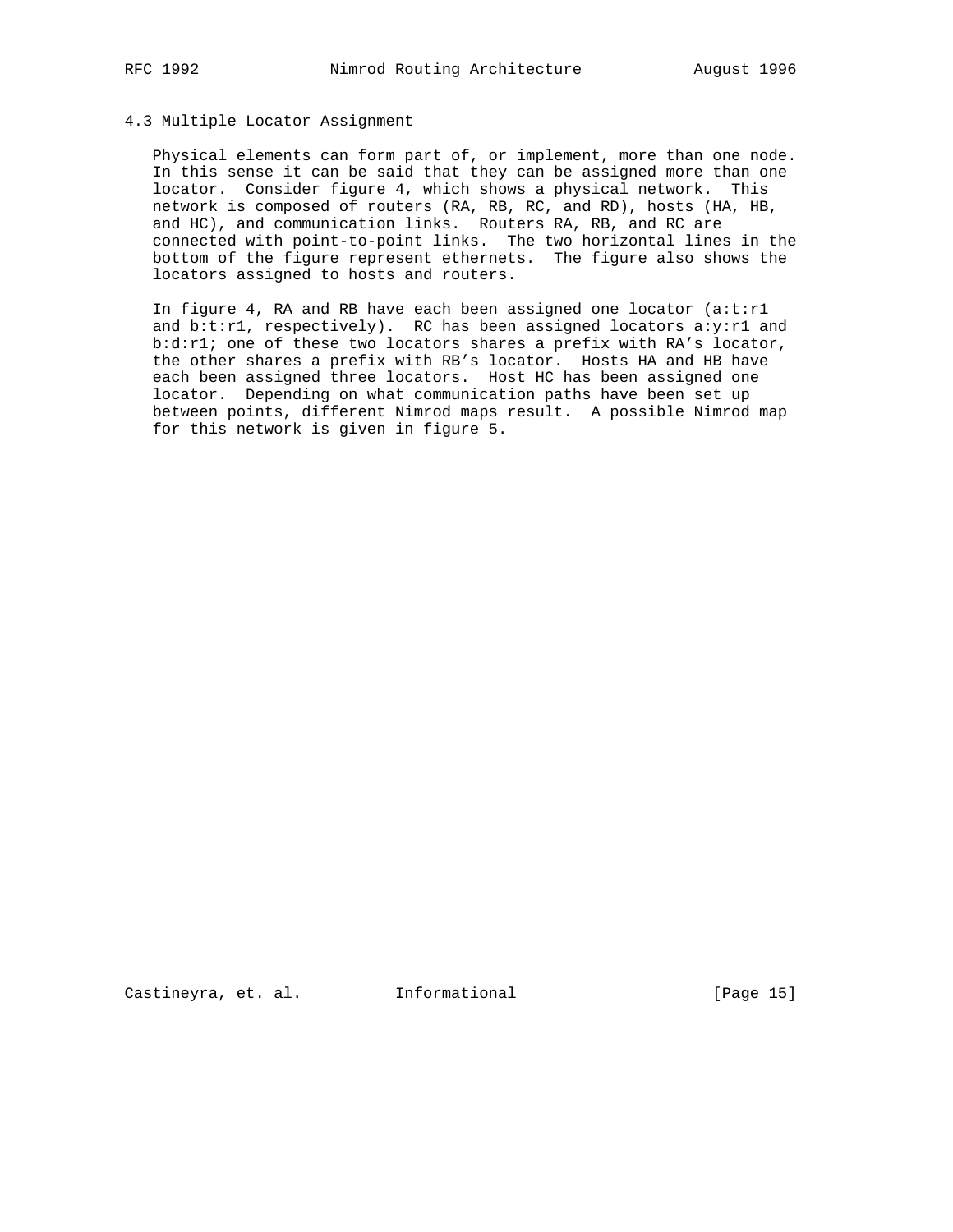### 4.3 Multiple Locator Assignment

Physical elements can form part of, or implement, more than one node. In this sense it can be said that they can be assigned more than one locator. Consider figure 4, which shows a physical network. This network is composed of routers (RA, RB, RC, and RD), hosts (HA, HB, and HC), and communication links. Routers RA, RB, and RC are connected with point-to-point links. The two horizontal lines in the bottom of the figure represent ethernets. The figure also shows the locators assigned to hosts and routers.

In figure 4, RA and RB have each been assigned one locator (a:t:r1 and b:t:r1, respectively). RC has been assigned locators a:y:r1 and b:d:r1; one of these two locators shares a prefix with RA's locator, the other shares a prefix with RB's locator. Hosts HA and HB have each been assigned three locators. Host HC has been assigned one locator. Depending on what communication paths have been set up between points, different Nimrod maps result. A possible Nimrod map for this network is given in figure 5.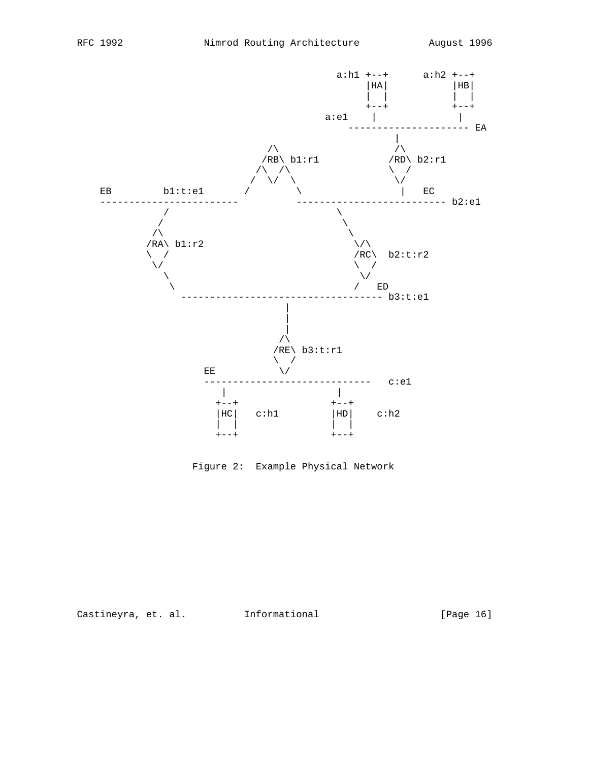```
                                         a:h1 +--+      a:h2 +--+
                                              |HA|           |HB|
                                              |  |           |  |
                                              +--+           +--+
                                       a:e1    |              |
                                           --------------------- EA
                                                      |
                             /\                      /\
                            /RB\ b1:r1              /RD\ b2:r1
                           /\  /\                   \  /
                          /  \/  \                   \/
      EB         b1:t:e1 /        \                   |   EC
      ------------------------      ------------------------- b2:e1
                /                          \
               /                            \
              /\                             \
             /RA\ b1:r2                       \/\
             \  /                             /RC\  b2:t:r2
              \/                              \  /
               \                               \/
                \                              /   ED
                  ---------------------------------- b3:t:e1
                                 |
                                 |
                                 |
                                /\
                               /RE\ b3:t:r1
                               \  /
                    EE          \/
                    -----------------------------   c:e1
                      |                       |
                     +--+                    +--+
                     |HC|   c:h1             |HD|    c:h2
                     |  |                    |  |
                     +--+                    +--+
```

Figure 2: Example Physical Network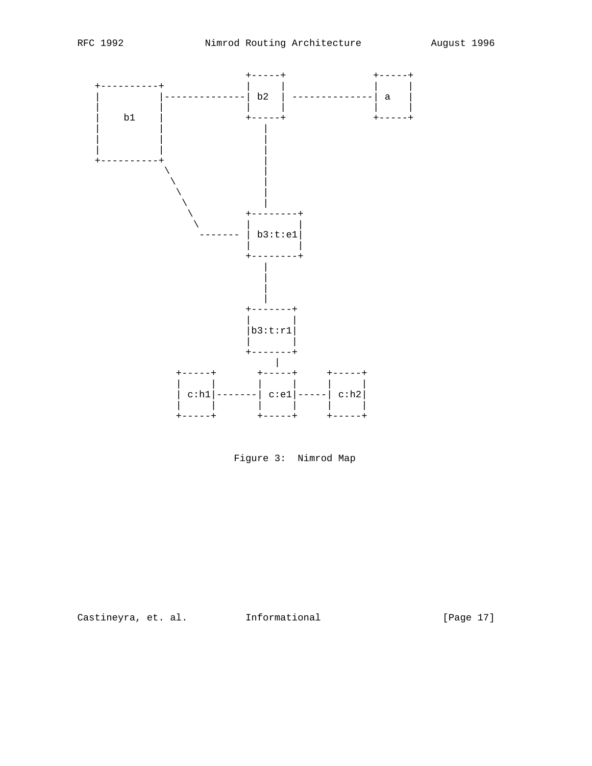```
                          +-----+             +-----+
  +----------+            |     |             |     |
  |          |------------| b2  | ------------| a   |
  |          |            |     |             |     |
  |    b1    |            +-----+             +-----+
  |          |               |
  |          |               |
  |          |               |
  +----------+               |
            \                |
             \               |
              \              |
               \             |
                \         +--------+
                 \        |        |
                  ------- | b3:t:e1|
                          |        |
                          +--------+
                             |
                             |
                             |
                             |
                          +-------+
                          |       |
                          |b3:t:r1|
                          |       |
                          +-------+
                               |
                 +-----+     +-----+     +-----+
                 |     |     |     |     |     |
                 | c:h1|-----| c:e1|-----| c:h2|
                 |     |     |     |     |     |
                 +-----+     +-----+     +-----+
```

Figure 3: Nimrod Map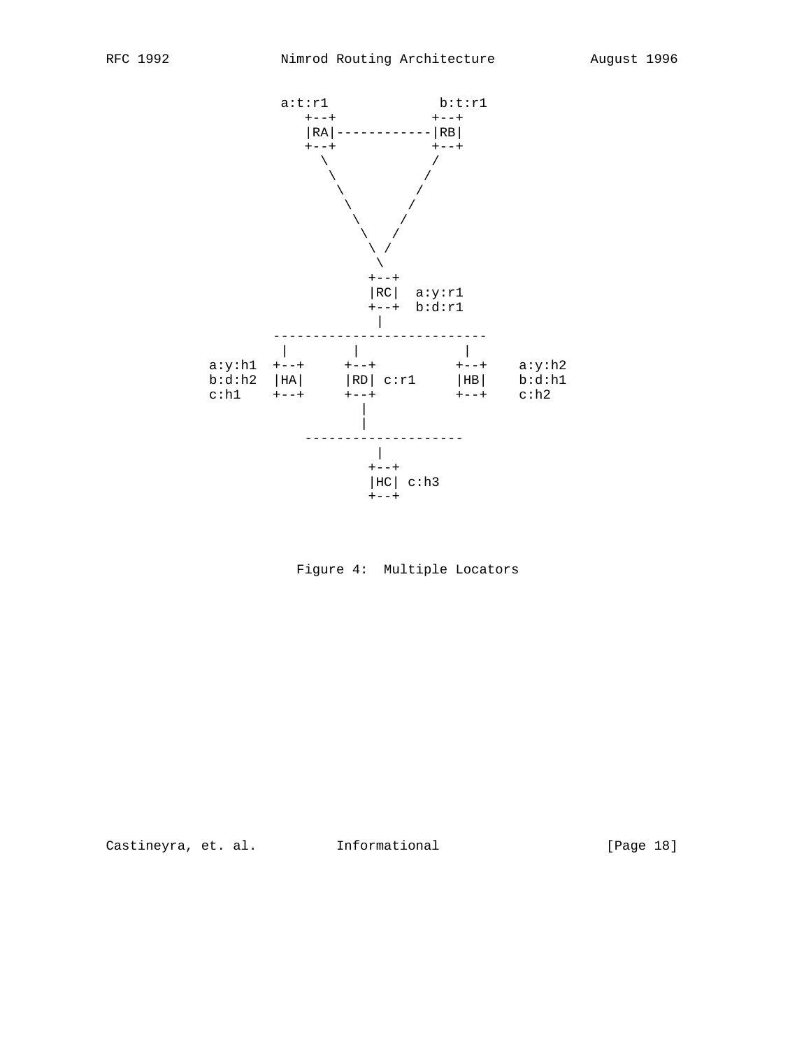```
                 a:t:r1            b:t:r1
                    +--+            +--+
                    |RA|------------|RB|
                    +--+            +--+
                      \             /
                       \           /
                        \         /
                         \       /
                          \     /
                           \   /
                            \ /
                             \
                           +--+
                           |RC|  a:y:r1
                           +--+  b:d:r1
                             |
                ---------------------------
                 |         |             |
        a:y:h1  +--+     +--+          +--+    a:y:h2
        b:d:h2  |HA|     |RD| c:r1     |HB|    b:d:h1
        c:h1    +--+     +--+          +--+    c:h2
                           |
                           |
                    --------------------
                             |
                           +--+
                           |HC| c:h3
                           +--+
```

Figure 4: Multiple Locators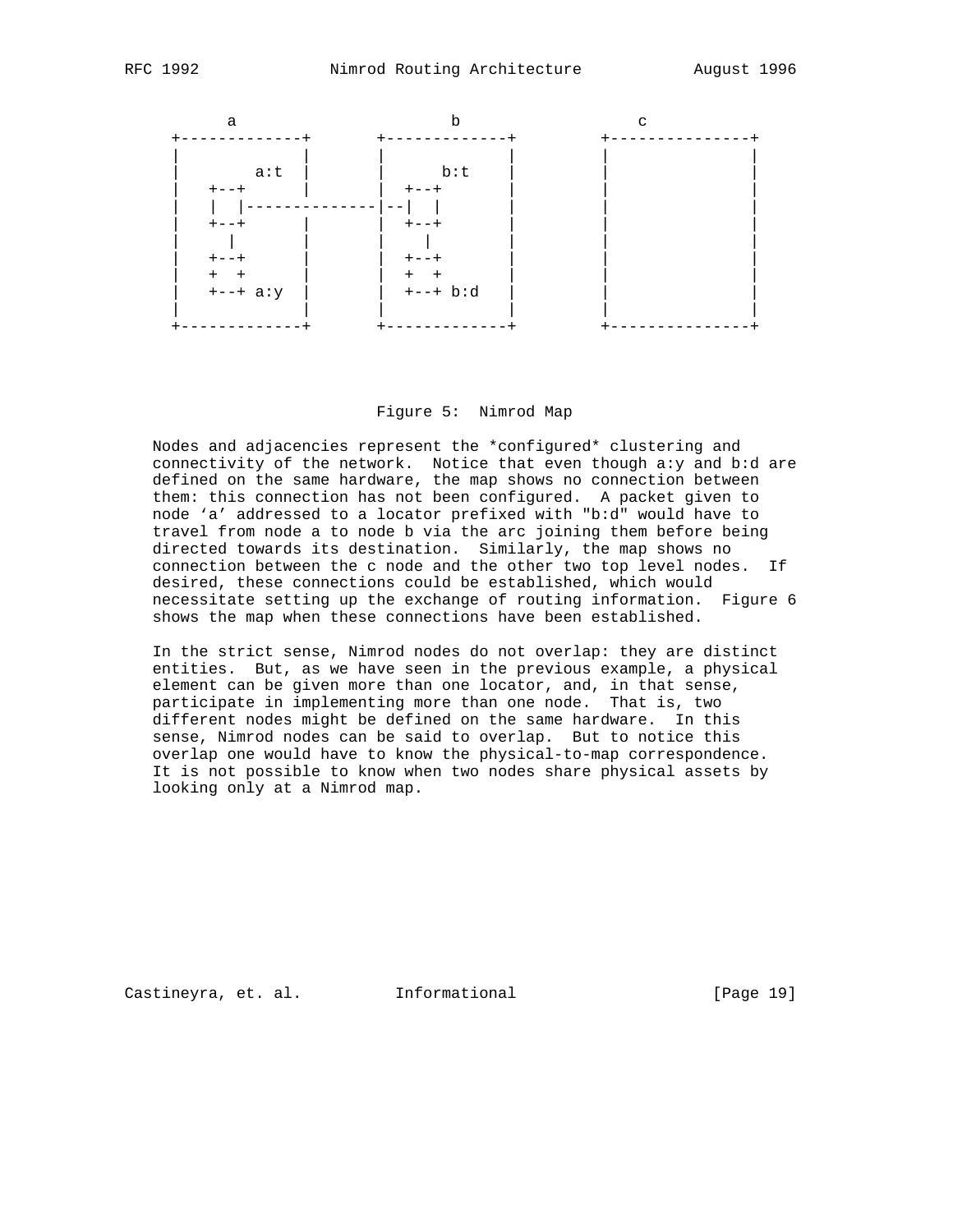```
       a                     b                 c
  +-------------+      +-------------+     +---------------+
  |             |      |             |     |               |
  |      a:t    |      |     b:t     |     |               |
  |   +--+      |      |  +--+       |     |               |
  |   |  |--------------|--|  |       |     |               |
  |   +--+      |      |  +--+       |     |               |
  |    |        |      |   |         |     |               |
  |   +--+      |      |  +--+       |     |               |
  |   +  +      |      |  +  +       |     |               |
  |   +--+ a:y  |      |  +--+ b:d   |     |               |
  |             |      |             |     |               |
  +-------------+      +-------------+     +---------------+
```

Figure 5: Nimrod Map

Nodes and adjacencies represent the *configured* clustering and connectivity of the network. Notice that even though a:y and b:d are defined on the same hardware, the map shows no connection between them: this connection has not been configured. A packet given to node 'a' addressed to a locator prefixed with "b:d" would have to travel from node a to node b via the arc joining them before being directed towards its destination. Similarly, the map shows no connection between the c node and the other two top level nodes. If desired, these connections could be established, which would necessitate setting up the exchange of routing information. Figure 6 shows the map when these connections have been established.

In the strict sense, Nimrod nodes do not overlap: they are distinct entities. But, as we have seen in the previous example, a physical element can be given more than one locator, and, in that sense, participate in implementing more than one node. That is, two different nodes might be defined on the same hardware. In this sense, Nimrod nodes can be said to overlap. But to notice this overlap one would have to know the physical-to-map correspondence. It is not possible to know when two nodes share physical assets by looking only at a Nimrod map.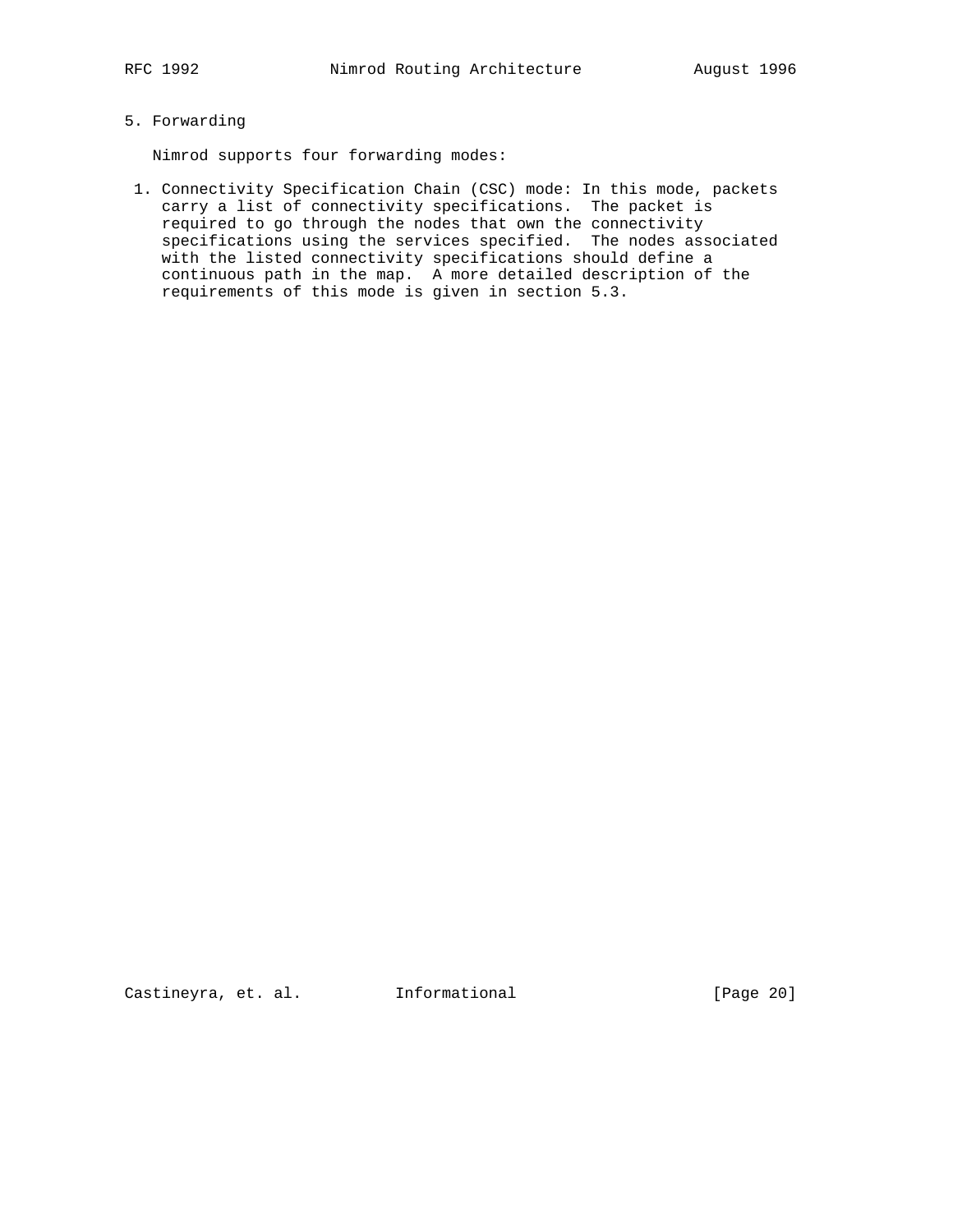## 5. Forwarding

Nimrod supports four forwarding modes:

1. Connectivity Specification Chain (CSC) mode: In this mode, packets carry a list of connectivity specifications. The packet is required to go through the nodes that own the connectivity specifications using the services specified. The nodes associated with the listed connectivity specifications should define a continuous path in the map. A more detailed description of the requirements of this mode is given in section 5.3.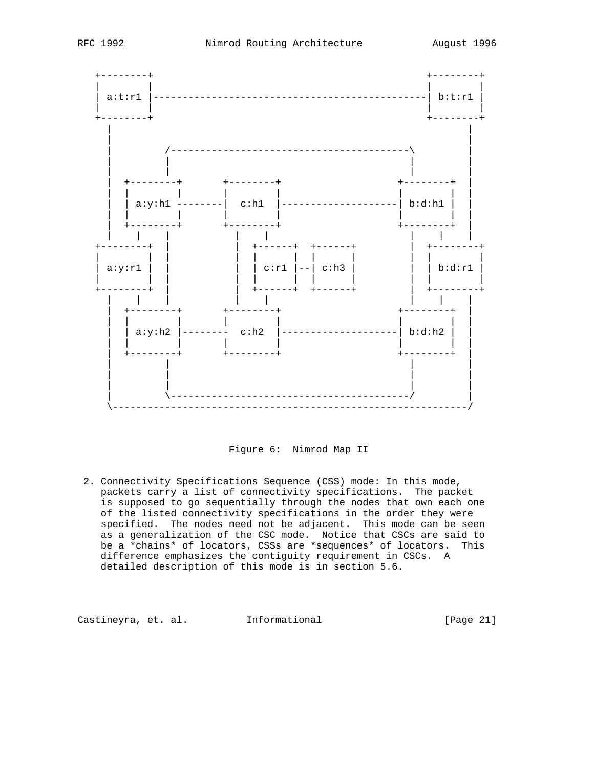```
  +--------+                                              +--------+
  |        |                                              |        |
  | a:t:r1 |----------------------------------------------| b:t:r1 |
  |        |                                              |        |
  +--------+                                              +--------+
    |                                                              |
    |                                                              |
    |         /-----------------------------------------\          |
    |         |                                         |          |
    |         |                                         |          |
    |  +--------+       +--------+               +--------+  |
    |  |        |       |        |               |        |  |
    |  | a:y:h1 --------|  c:h1  |---------------------| b:d:h1 |  |
    |  |        |       |        |               |        |  |
    |  +--------+       +--------+               +--------+  |
    |      |    |            |    |                  |    |    |
  +--------+    |            |  +------+  +------+   |  +--------+
  |        |    |            |  |      |  |      |   |  |        |
  | a:y:r1 |    |            |  | c:r1 |--| c:h3 |   |  | b:d:r1 |
  |        |    |            |  |      |  |      |   |  |        |
  +--------+    |            |  +------+  +------+   |  +--------+
    |      |    |            |    |                  |    |    |
    |  +--------+       +--------+               +--------+  |
    |  |        |       |        |               |        |  |
    |  | a:y:h2 |--------  c:h2  |---------------------| b:d:h2 |  |
    |  |        |       |        |               |        |  |
    |  +--------+       +--------+               +--------+  |
    |         |                                         |          |
    |         |                                         |          |
    |         |                                         |          |
    |         \-----------------------------------------/          |
    \--------------------------------------------------------------/
```

Figure 6: Nimrod Map II

2. Connectivity Specifications Sequence (CSS) mode: In this mode, packets carry a list of connectivity specifications. The packet is supposed to go sequentially through the nodes that own each one of the listed connectivity specifications in the order they were specified. The nodes need not be adjacent. This mode can be seen as a generalization of the CSC mode. Notice that CSCs are said to be a *chains* of locators, CSSs are *sequences* of locators. This difference emphasizes the contiguity requirement in CSCs. A detailed description of this mode is in section 5.6.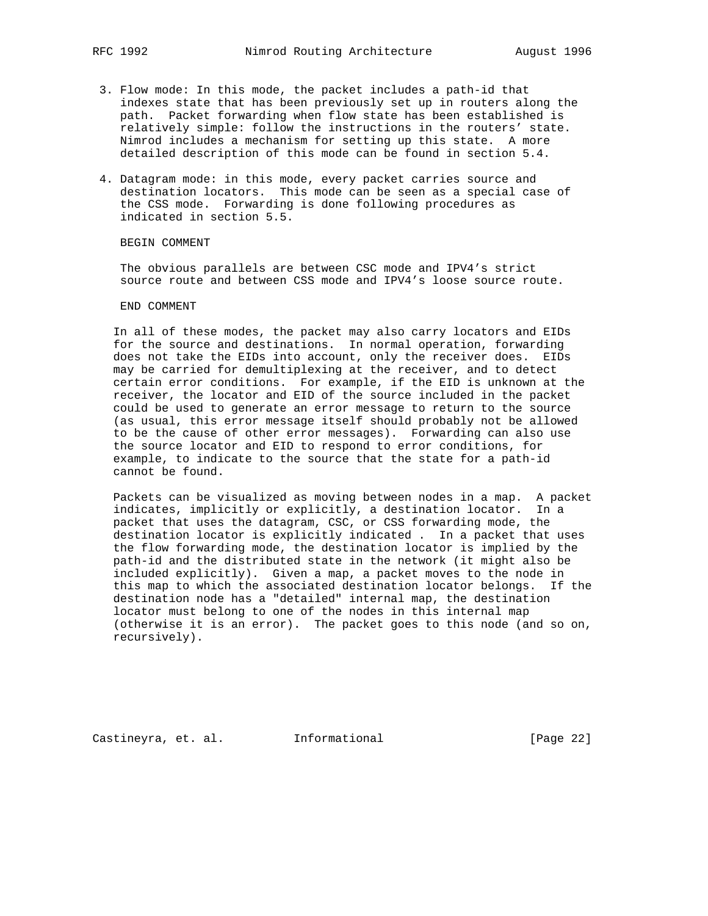3. Flow mode: In this mode, the packet includes a path-id that indexes state that has been previously set up in routers along the path. Packet forwarding when flow state has been established is relatively simple: follow the instructions in the routers' state. Nimrod includes a mechanism for setting up this state. A more detailed description of this mode can be found in section 5.4.

4. Datagram mode: in this mode, every packet carries source and destination locators. This mode can be seen as a special case of the CSS mode. Forwarding is done following procedures as indicated in section 5.5.

   BEGIN COMMENT

   The obvious parallels are between CSC mode and IPV4's strict source route and between CSS mode and IPV4's loose source route.

   END COMMENT

In all of these modes, the packet may also carry locators and EIDs for the source and destinations. In normal operation, forwarding does not take the EIDs into account, only the receiver does. EIDs may be carried for demultiplexing at the receiver, and to detect certain error conditions. For example, if the EID is unknown at the receiver, the locator and EID of the source included in the packet could be used to generate an error message to return to the source (as usual, this error message itself should probably not be allowed to be the cause of other error messages). Forwarding can also use the source locator and EID to respond to error conditions, for example, to indicate to the source that the state for a path-id cannot be found.

Packets can be visualized as moving between nodes in a map. A packet indicates, implicitly or explicitly, a destination locator. In a packet that uses the datagram, CSC, or CSS forwarding mode, the destination locator is explicitly indicated . In a packet that uses the flow forwarding mode, the destination locator is implied by the path-id and the distributed state in the network (it might also be included explicitly). Given a map, a packet moves to the node in this map to which the associated destination locator belongs. If the destination node has a "detailed" internal map, the destination locator must belong to one of the nodes in this internal map (otherwise it is an error). The packet goes to this node (and so on, recursively).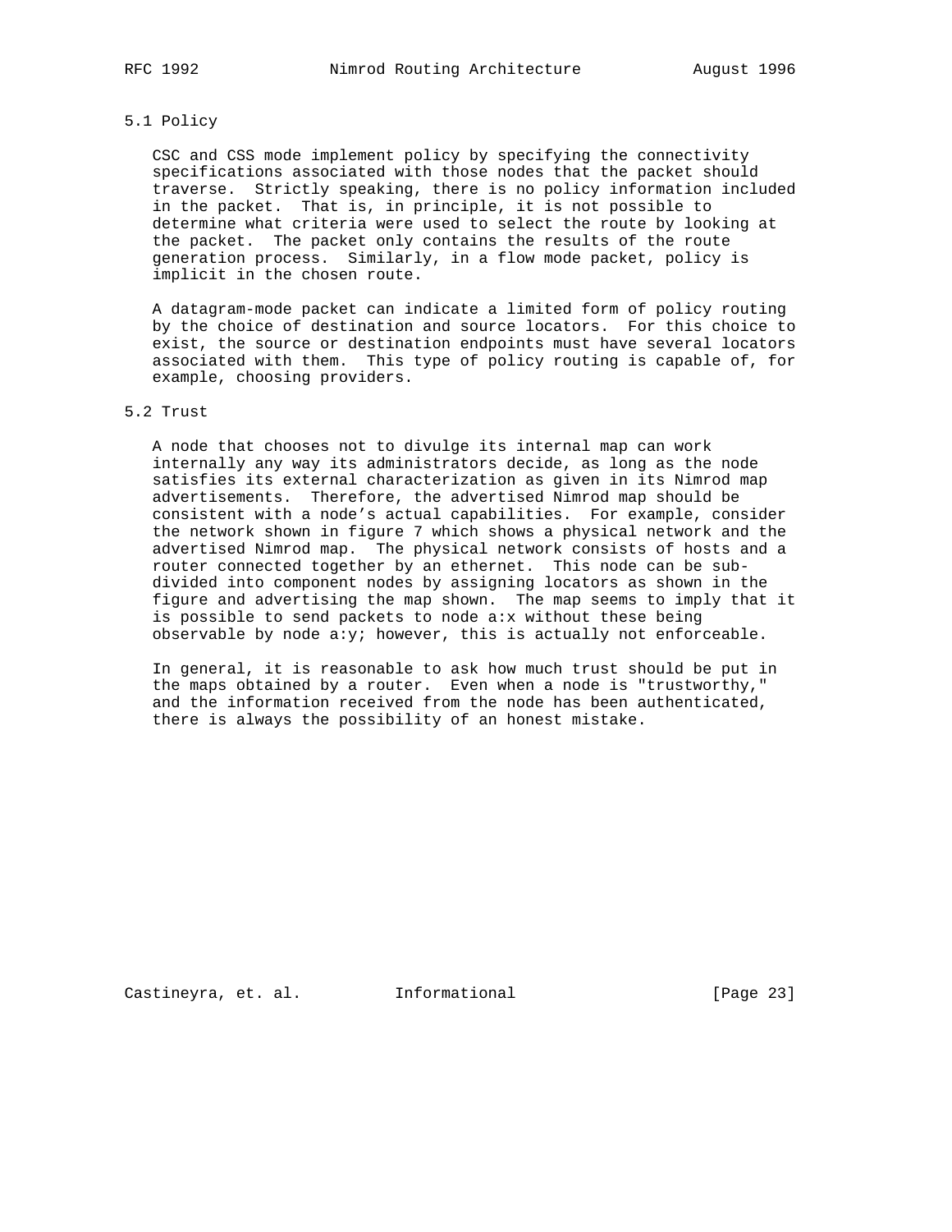### 5.1 Policy

CSC and CSS mode implement policy by specifying the connectivity specifications associated with those nodes that the packet should traverse. Strictly speaking, there is no policy information included in the packet. That is, in principle, it is not possible to determine what criteria were used to select the route by looking at the packet. The packet only contains the results of the route generation process. Similarly, in a flow mode packet, policy is implicit in the chosen route.

A datagram-mode packet can indicate a limited form of policy routing by the choice of destination and source locators. For this choice to exist, the source or destination endpoints must have several locators associated with them. This type of policy routing is capable of, for example, choosing providers.

### 5.2 Trust

A node that chooses not to divulge its internal map can work internally any way its administrators decide, as long as the node satisfies its external characterization as given in its Nimrod map advertisements. Therefore, the advertised Nimrod map should be consistent with a node's actual capabilities. For example, consider the network shown in figure 7 which shows a physical network and the advertised Nimrod map. The physical network consists of hosts and a router connected together by an ethernet. This node can be sub-divided into component nodes by assigning locators as shown in the figure and advertising the map shown. The map seems to imply that it is possible to send packets to node a:x without these being observable by node a:y; however, this is actually not enforceable.

In general, it is reasonable to ask how much trust should be put in the maps obtained by a router. Even when a node is "trustworthy," and the information received from the node has been authenticated, there is always the possibility of an honest mistake.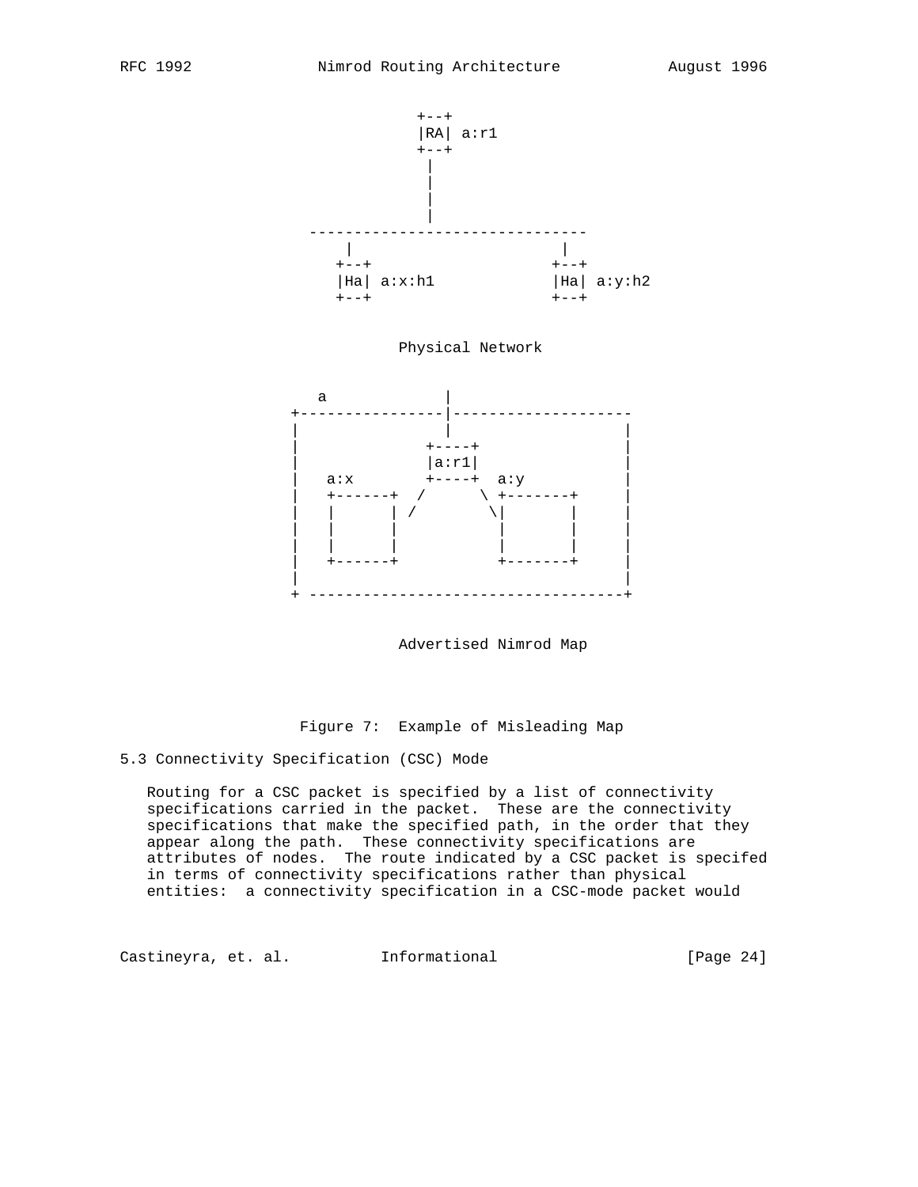```
                 +--+
                 |RA| a:r1
                 +--+
                  |
                  |
                  |
                  |
     -------------------------------
        |                      |
      +--+                   +--+
      |Ha| a:x:h1            |Ha| a:y:h2
      +--+                   +--+

              Physical Network

    a              |
 +-----------------|--------------------
 |                 |                   |
 |              +----+                 |
 |              |a:r1|                 |
 |   a:x        +----+  a:y            |
 |   +------+  /      \ +-------+      |
 |   |      | /        \|       |      |
 |   |      |           |       |      |
 |   |      |           |       |      |
 |   +------+           +-------+      |
 |                                     |
 + ------------------------------------+

              Advertised Nimrod Map
```

Figure 7: Example of Misleading Map

## 5.3 Connectivity Specification (CSC) Mode

Routing for a CSC packet is specified by a list of connectivity specifications carried in the packet. These are the connectivity specifications that make the specified path, in the order that they appear along the path. These connectivity specifications are attributes of nodes. The route indicated by a CSC packet is specifed in terms of connectivity specifications rather than physical entities: a connectivity specification in a CSC-mode packet would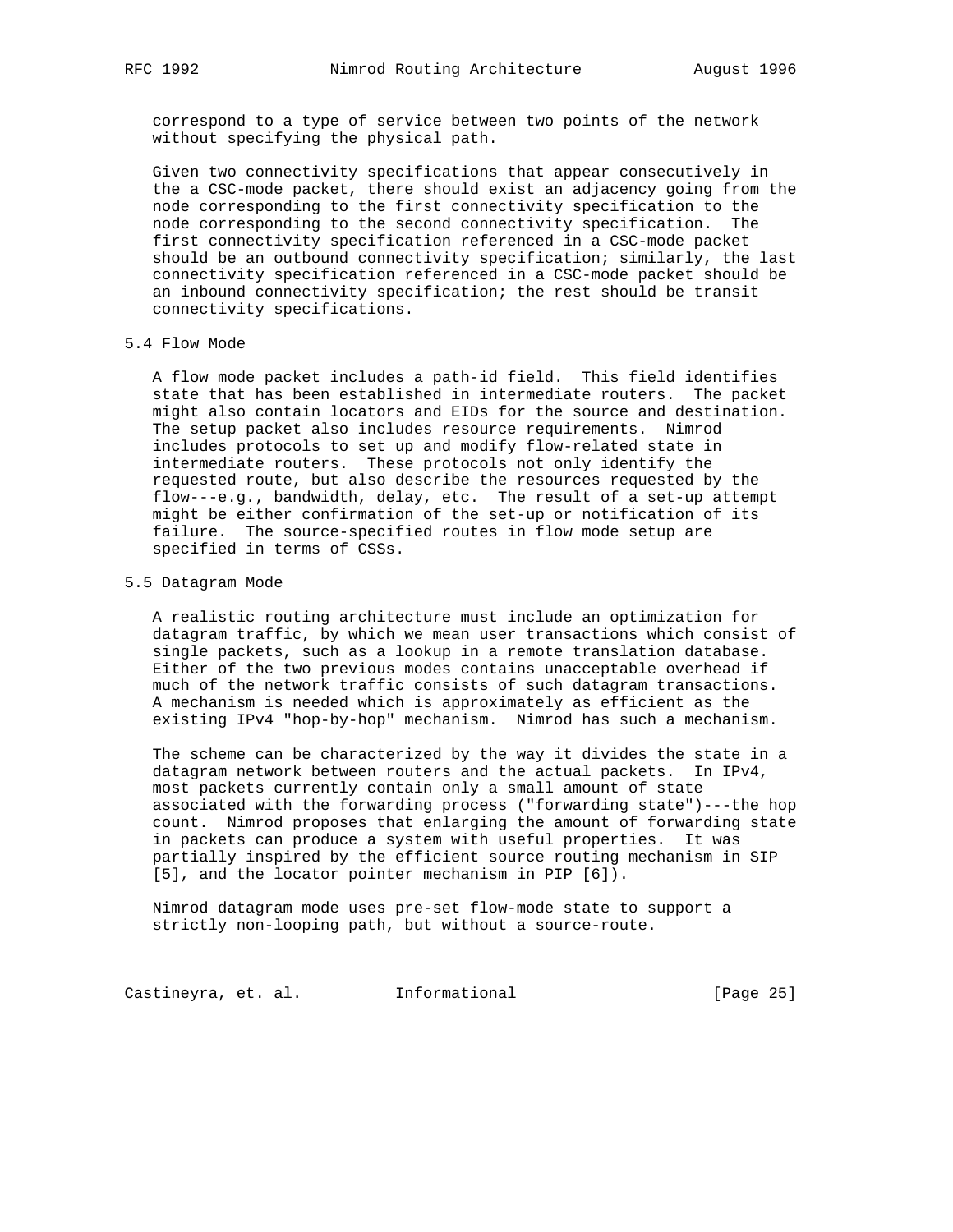correspond to a type of service between two points of the network without specifying the physical path.

Given two connectivity specifications that appear consecutively in the a CSC-mode packet, there should exist an adjacency going from the node corresponding to the first connectivity specification to the node corresponding to the second connectivity specification. The first connectivity specification referenced in a CSC-mode packet should be an outbound connectivity specification; similarly, the last connectivity specification referenced in a CSC-mode packet should be an inbound connectivity specification; the rest should be transit connectivity specifications.

## 5.4 Flow Mode

A flow mode packet includes a path-id field. This field identifies state that has been established in intermediate routers. The packet might also contain locators and EIDs for the source and destination. The setup packet also includes resource requirements. Nimrod includes protocols to set up and modify flow-related state in intermediate routers. These protocols not only identify the requested route, but also describe the resources requested by the flow---e.g., bandwidth, delay, etc. The result of a set-up attempt might be either confirmation of the set-up or notification of its failure. The source-specified routes in flow mode setup are specified in terms of CSSs.

## 5.5 Datagram Mode

A realistic routing architecture must include an optimization for datagram traffic, by which we mean user transactions which consist of single packets, such as a lookup in a remote translation database. Either of the two previous modes contains unacceptable overhead if much of the network traffic consists of such datagram transactions. A mechanism is needed which is approximately as efficient as the existing IPv4 "hop-by-hop" mechanism. Nimrod has such a mechanism.

The scheme can be characterized by the way it divides the state in a datagram network between routers and the actual packets. In IPv4, most packets currently contain only a small amount of state associated with the forwarding process ("forwarding state")---the hop count. Nimrod proposes that enlarging the amount of forwarding state in packets can produce a system with useful properties. It was partially inspired by the efficient source routing mechanism in SIP [5], and the locator pointer mechanism in PIP [6]).

Nimrod datagram mode uses pre-set flow-mode state to support a strictly non-looping path, but without a source-route.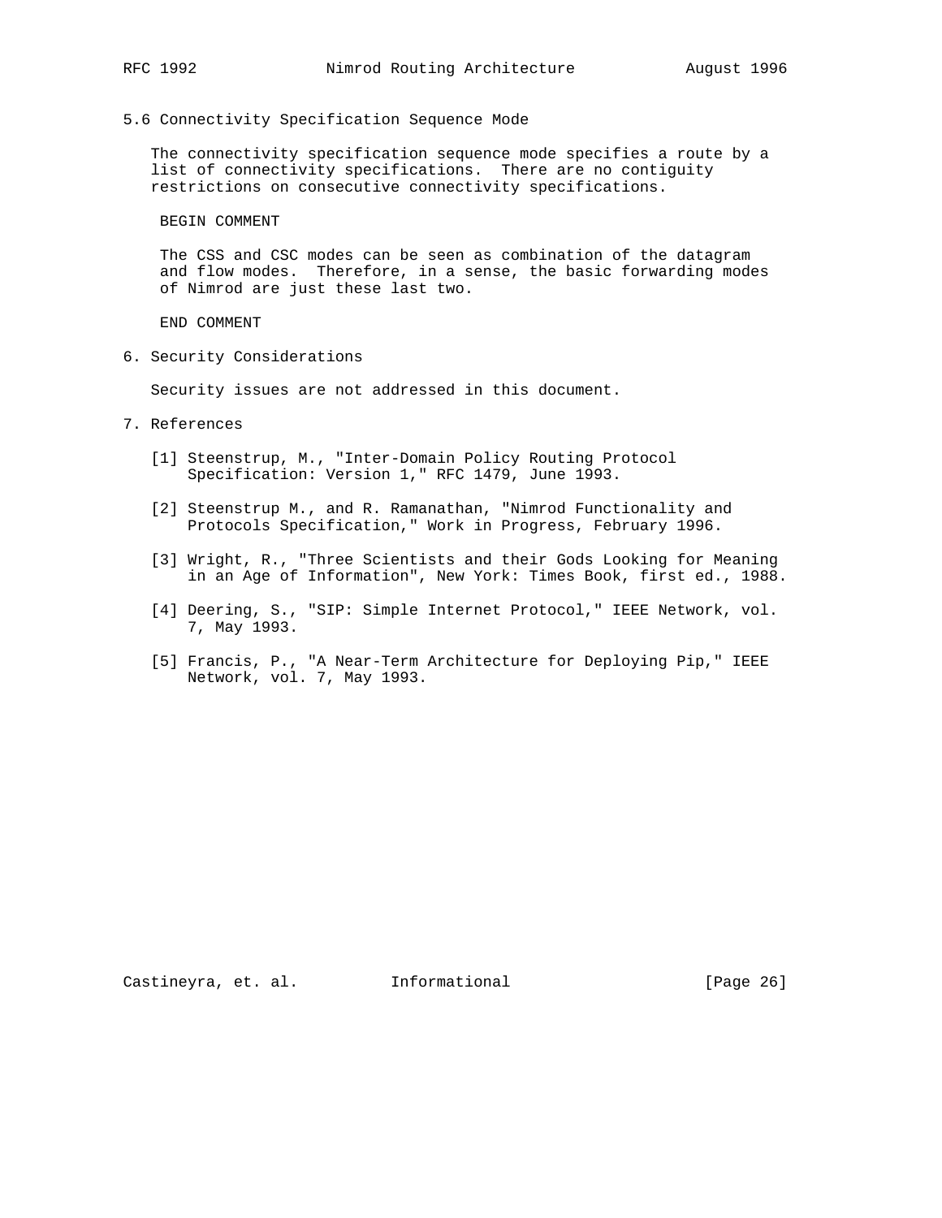### 5.6 Connectivity Specification Sequence Mode

The connectivity specification sequence mode specifies a route by a list of connectivity specifications. There are no contiguity restrictions on consecutive connectivity specifications.

BEGIN COMMENT

The CSS and CSC modes can be seen as combination of the datagram and flow modes. Therefore, in a sense, the basic forwarding modes of Nimrod are just these last two.

END COMMENT

## 6. Security Considerations

Security issues are not addressed in this document.

## 7. References

[1] Steenstrup, M., "Inter-Domain Policy Routing Protocol Specification: Version 1," RFC 1479, June 1993.

[2] Steenstrup M., and R. Ramanathan, "Nimrod Functionality and Protocols Specification," Work in Progress, February 1996.

[3] Wright, R., "Three Scientists and their Gods Looking for Meaning in an Age of Information", New York: Times Book, first ed., 1988.

[4] Deering, S., "SIP: Simple Internet Protocol," IEEE Network, vol. 7, May 1993.

[5] Francis, P., "A Near-Term Architecture for Deploying Pip," IEEE Network, vol. 7, May 1993.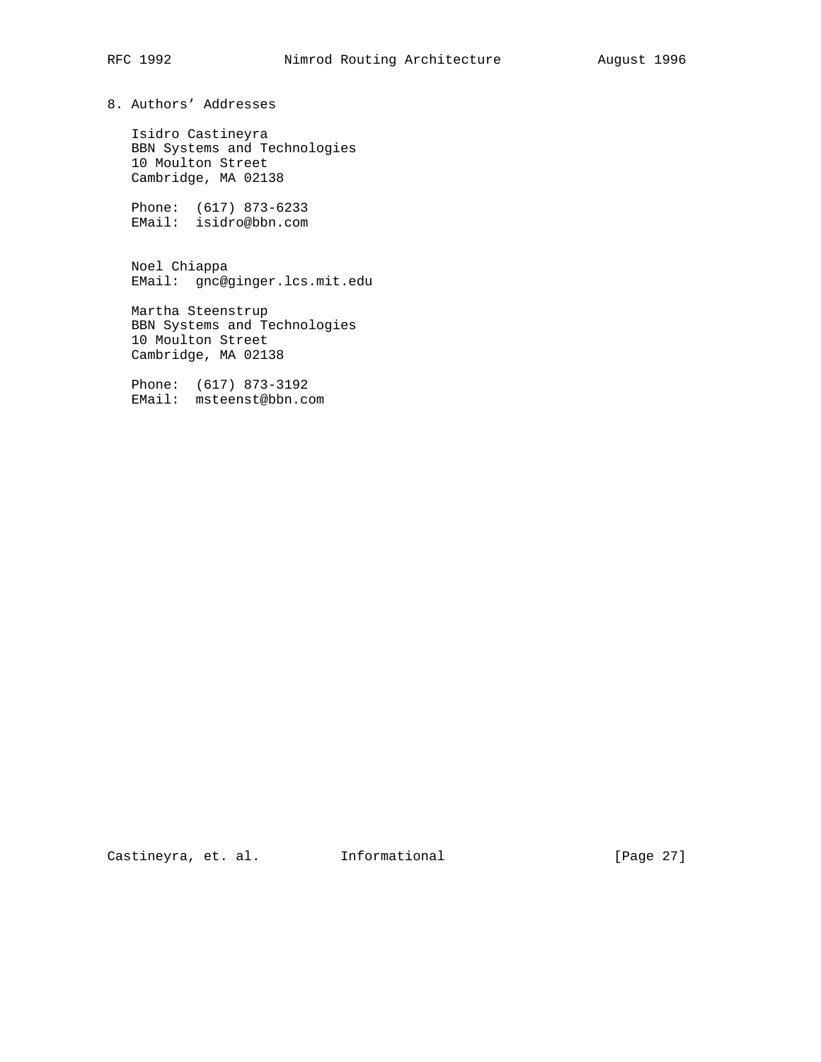## 8. Authors' Addresses

Isidro Castineyra
BBN Systems and Technologies
10 Moulton Street
Cambridge, MA 02138

Phone: (617) 873-6233
EMail: isidro@bbn.com

Noel Chiappa
EMail: gnc@ginger.lcs.mit.edu

Martha Steenstrup
BBN Systems and Technologies
10 Moulton Street
Cambridge, MA 02138

Phone: (617) 873-3192
EMail: msteenst@bbn.com